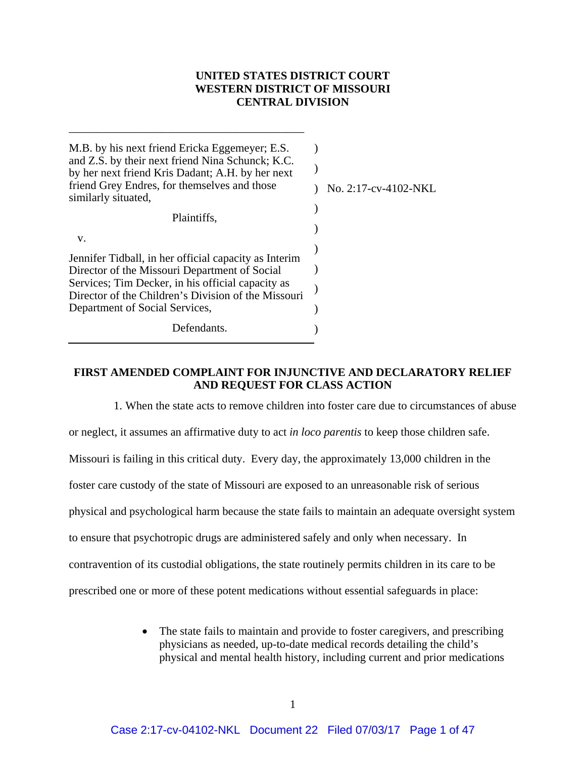**UNITED STATES DISTRICT COURT**
**WESTERN DISTRICT OF MISSOURI**
**CENTRAL DIVISION**

| | |
|---|---|
| M.B. by his next friend Ericka Eggemeyer; E.S. and Z.S. by their next friend Nina Schunck; K.C. by her next friend Kris Dadant; A.H. by her next friend Grey Endres, for themselves and those similarly situated, | No. 2:17-cv-4102-NKL |
| Plaintiffs, | |
| v. | |
| Jennifer Tidball, in her official capacity as Interim Director of the Missouri Department of Social Services; Tim Decker, in his official capacity as Director of the Children's Division of the Missouri Department of Social Services, | |
| Defendants. | |

**FIRST AMENDED COMPLAINT FOR INJUNCTIVE AND DECLARATORY RELIEF AND REQUEST FOR CLASS ACTION**

1. When the state acts to remove children into foster care due to circumstances of abuse or neglect, it assumes an affirmative duty to act *in loco parentis* to keep those children safe. Missouri is failing in this critical duty. Every day, the approximately 13,000 children in the foster care custody of the state of Missouri are exposed to an unreasonable risk of serious physical and psychological harm because the state fails to maintain an adequate oversight system to ensure that psychotropic drugs are administered safely and only when necessary. In contravention of its custodial obligations, the state routinely permits children in its care to be prescribed one or more of these potent medications without essential safeguards in place:

- The state fails to maintain and provide to foster caregivers, and prescribing physicians as needed, up-to-date medical records detailing the child's physical and mental health history, including current and prior medications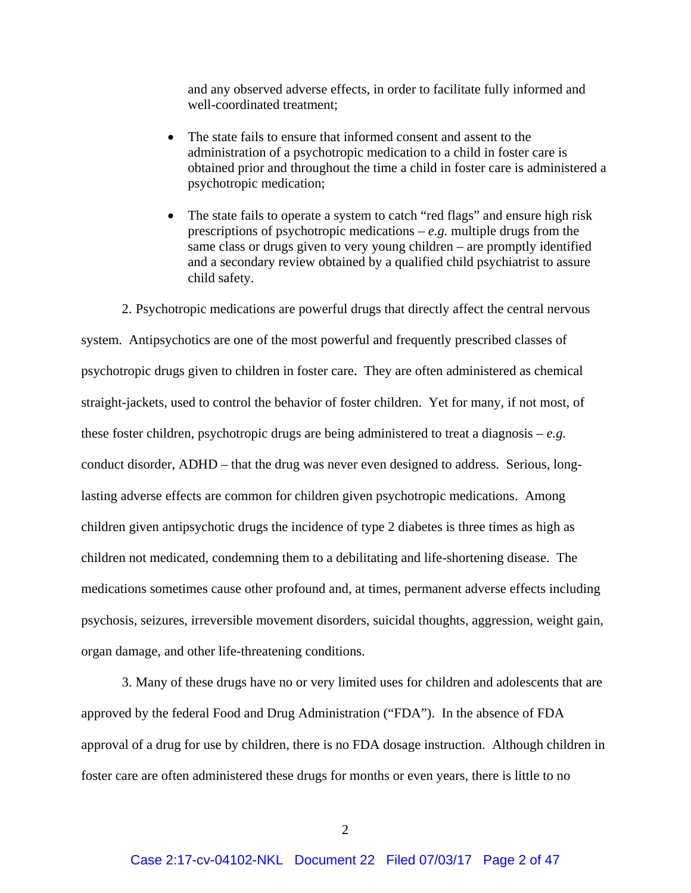and any observed adverse effects, in order to facilitate fully informed and well-coordinated treatment;

- The state fails to ensure that informed consent and assent to the administration of a psychotropic medication to a child in foster care is obtained prior and throughout the time a child in foster care is administered a psychotropic medication;

- The state fails to operate a system to catch "red flags" and ensure high risk prescriptions of psychotropic medications – *e.g.* multiple drugs from the same class or drugs given to very young children – are promptly identified and a secondary review obtained by a qualified child psychiatrist to assure child safety.

2. Psychotropic medications are powerful drugs that directly affect the central nervous system. Antipsychotics are one of the most powerful and frequently prescribed classes of psychotropic drugs given to children in foster care. They are often administered as chemical straight-jackets, used to control the behavior of foster children. Yet for many, if not most, of these foster children, psychotropic drugs are being administered to treat a diagnosis – *e.g.* conduct disorder, ADHD – that the drug was never even designed to address. Serious, long-lasting adverse effects are common for children given psychotropic medications. Among children given antipsychotic drugs the incidence of type 2 diabetes is three times as high as children not medicated, condemning them to a debilitating and life-shortening disease. The medications sometimes cause other profound and, at times, permanent adverse effects including psychosis, seizures, irreversible movement disorders, suicidal thoughts, aggression, weight gain, organ damage, and other life-threatening conditions.

3. Many of these drugs have no or very limited uses for children and adolescents that are approved by the federal Food and Drug Administration ("FDA"). In the absence of FDA approval of a drug for use by children, there is no FDA dosage instruction. Although children in foster care are often administered these drugs for months or even years, there is little to no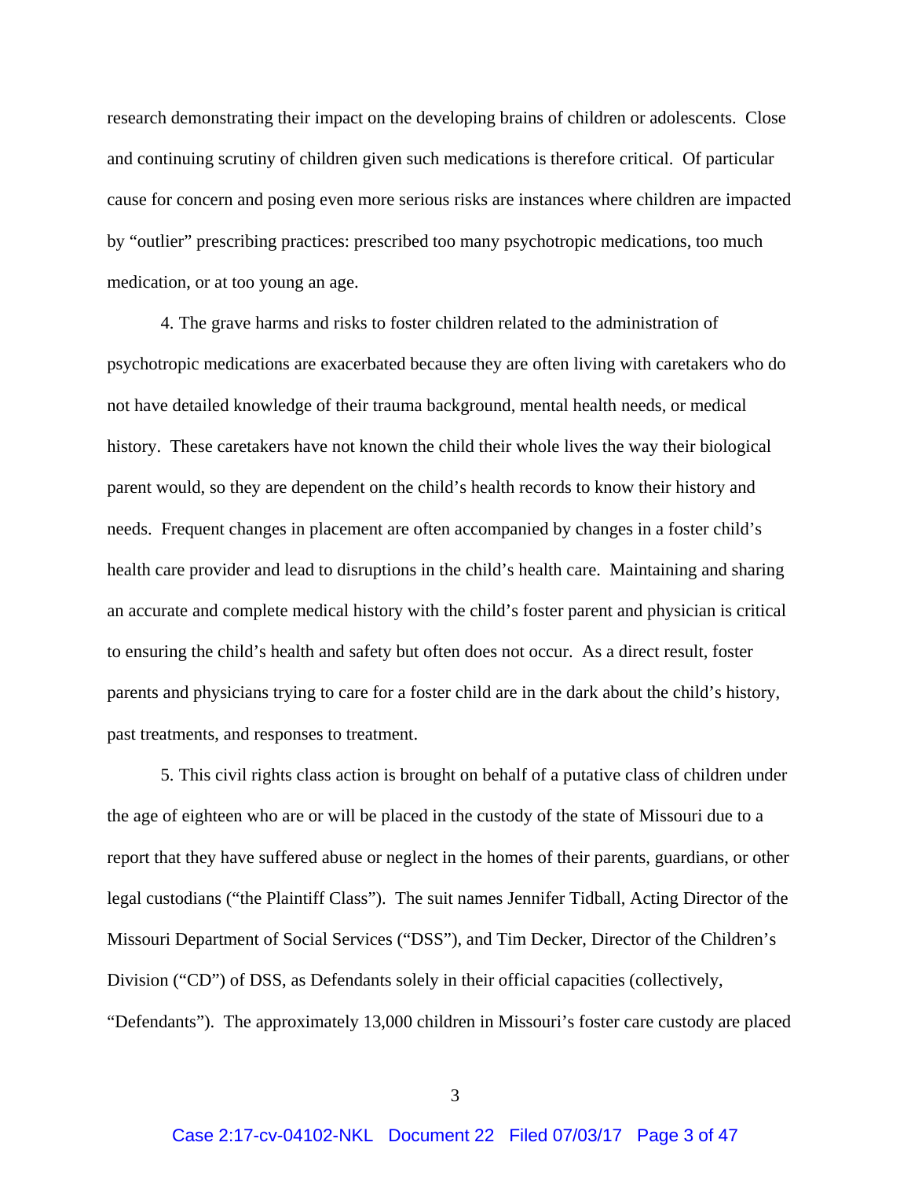research demonstrating their impact on the developing brains of children or adolescents. Close and continuing scrutiny of children given such medications is therefore critical. Of particular cause for concern and posing even more serious risks are instances where children are impacted by "outlier" prescribing practices: prescribed too many psychotropic medications, too much medication, or at too young an age.

4. The grave harms and risks to foster children related to the administration of psychotropic medications are exacerbated because they are often living with caretakers who do not have detailed knowledge of their trauma background, mental health needs, or medical history. These caretakers have not known the child their whole lives the way their biological parent would, so they are dependent on the child's health records to know their history and needs. Frequent changes in placement are often accompanied by changes in a foster child's health care provider and lead to disruptions in the child's health care. Maintaining and sharing an accurate and complete medical history with the child's foster parent and physician is critical to ensuring the child's health and safety but often does not occur. As a direct result, foster parents and physicians trying to care for a foster child are in the dark about the child's history, past treatments, and responses to treatment.

5. This civil rights class action is brought on behalf of a putative class of children under the age of eighteen who are or will be placed in the custody of the state of Missouri due to a report that they have suffered abuse or neglect in the homes of their parents, guardians, or other legal custodians ("the Plaintiff Class"). The suit names Jennifer Tidball, Acting Director of the Missouri Department of Social Services ("DSS"), and Tim Decker, Director of the Children's Division ("CD") of DSS, as Defendants solely in their official capacities (collectively, "Defendants"). The approximately 13,000 children in Missouri's foster care custody are placed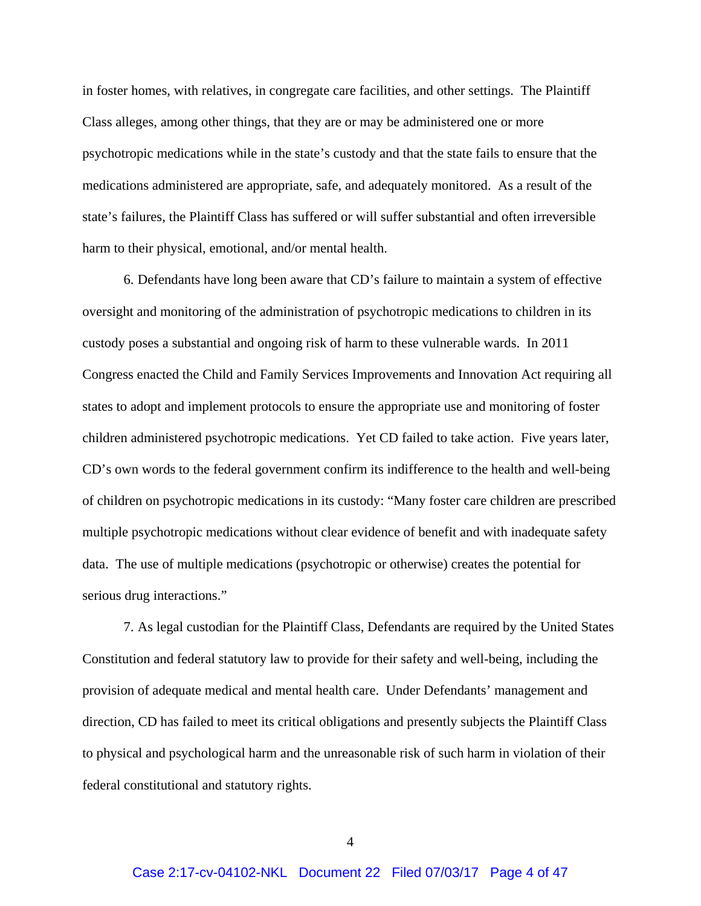in foster homes, with relatives, in congregate care facilities, and other settings. The Plaintiff Class alleges, among other things, that they are or may be administered one or more psychotropic medications while in the state's custody and that the state fails to ensure that the medications administered are appropriate, safe, and adequately monitored. As a result of the state's failures, the Plaintiff Class has suffered or will suffer substantial and often irreversible harm to their physical, emotional, and/or mental health.

6. Defendants have long been aware that CD's failure to maintain a system of effective oversight and monitoring of the administration of psychotropic medications to children in its custody poses a substantial and ongoing risk of harm to these vulnerable wards. In 2011 Congress enacted the Child and Family Services Improvements and Innovation Act requiring all states to adopt and implement protocols to ensure the appropriate use and monitoring of foster children administered psychotropic medications. Yet CD failed to take action. Five years later, CD's own words to the federal government confirm its indifference to the health and well-being of children on psychotropic medications in its custody: "Many foster care children are prescribed multiple psychotropic medications without clear evidence of benefit and with inadequate safety data. The use of multiple medications (psychotropic or otherwise) creates the potential for serious drug interactions."

7. As legal custodian for the Plaintiff Class, Defendants are required by the United States Constitution and federal statutory law to provide for their safety and well-being, including the provision of adequate medical and mental health care. Under Defendants' management and direction, CD has failed to meet its critical obligations and presently subjects the Plaintiff Class to physical and psychological harm and the unreasonable risk of such harm in violation of their federal constitutional and statutory rights.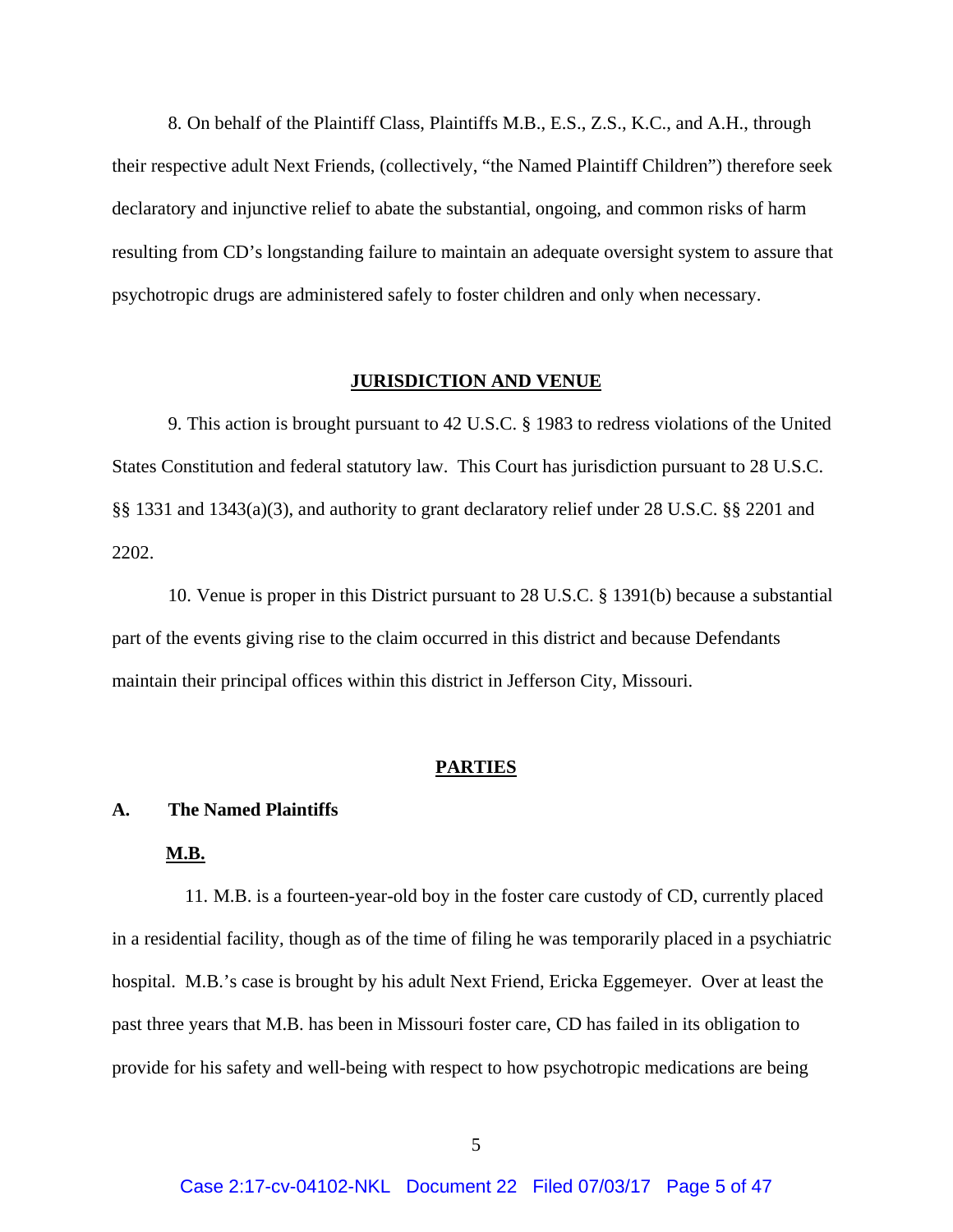8. On behalf of the Plaintiff Class, Plaintiffs M.B., E.S., Z.S., K.C., and A.H., through their respective adult Next Friends, (collectively, "the Named Plaintiff Children") therefore seek declaratory and injunctive relief to abate the substantial, ongoing, and common risks of harm resulting from CD's longstanding failure to maintain an adequate oversight system to assure that psychotropic drugs are administered safely to foster children and only when necessary.

## JURISDICTION AND VENUE

9. This action is brought pursuant to 42 U.S.C. § 1983 to redress violations of the United States Constitution and federal statutory law. This Court has jurisdiction pursuant to 28 U.S.C. §§ 1331 and 1343(a)(3), and authority to grant declaratory relief under 28 U.S.C. §§ 2201 and 2202.

10. Venue is proper in this District pursuant to 28 U.S.C. § 1391(b) because a substantial part of the events giving rise to the claim occurred in this district and because Defendants maintain their principal offices within this district in Jefferson City, Missouri.

## PARTIES

### A. The Named Plaintiffs

**M.B.**

11. M.B. is a fourteen-year-old boy in the foster care custody of CD, currently placed in a residential facility, though as of the time of filing he was temporarily placed in a psychiatric hospital. M.B.'s case is brought by his adult Next Friend, Ericka Eggemeyer. Over at least the past three years that M.B. has been in Missouri foster care, CD has failed in its obligation to provide for his safety and well-being with respect to how psychotropic medications are being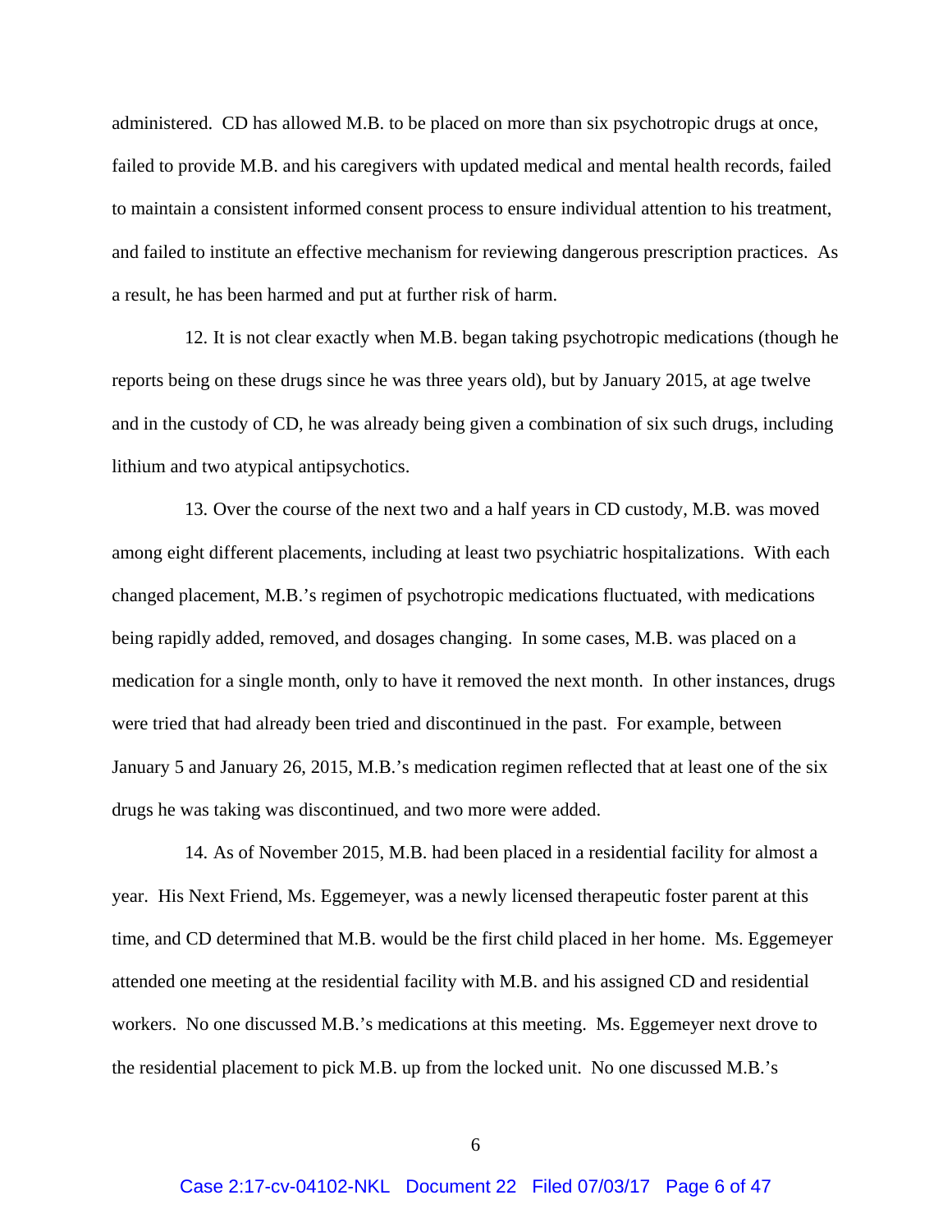administered. CD has allowed M.B. to be placed on more than six psychotropic drugs at once, failed to provide M.B. and his caregivers with updated medical and mental health records, failed to maintain a consistent informed consent process to ensure individual attention to his treatment, and failed to institute an effective mechanism for reviewing dangerous prescription practices. As a result, he has been harmed and put at further risk of harm.

12. It is not clear exactly when M.B. began taking psychotropic medications (though he reports being on these drugs since he was three years old), but by January 2015, at age twelve and in the custody of CD, he was already being given a combination of six such drugs, including lithium and two atypical antipsychotics.

13. Over the course of the next two and a half years in CD custody, M.B. was moved among eight different placements, including at least two psychiatric hospitalizations. With each changed placement, M.B.'s regimen of psychotropic medications fluctuated, with medications being rapidly added, removed, and dosages changing. In some cases, M.B. was placed on a medication for a single month, only to have it removed the next month. In other instances, drugs were tried that had already been tried and discontinued in the past. For example, between January 5 and January 26, 2015, M.B.'s medication regimen reflected that at least one of the six drugs he was taking was discontinued, and two more were added.

14. As of November 2015, M.B. had been placed in a residential facility for almost a year. His Next Friend, Ms. Eggemeyer, was a newly licensed therapeutic foster parent at this time, and CD determined that M.B. would be the first child placed in her home. Ms. Eggemeyer attended one meeting at the residential facility with M.B. and his assigned CD and residential workers. No one discussed M.B.'s medications at this meeting. Ms. Eggemeyer next drove to the residential placement to pick M.B. up from the locked unit. No one discussed M.B.'s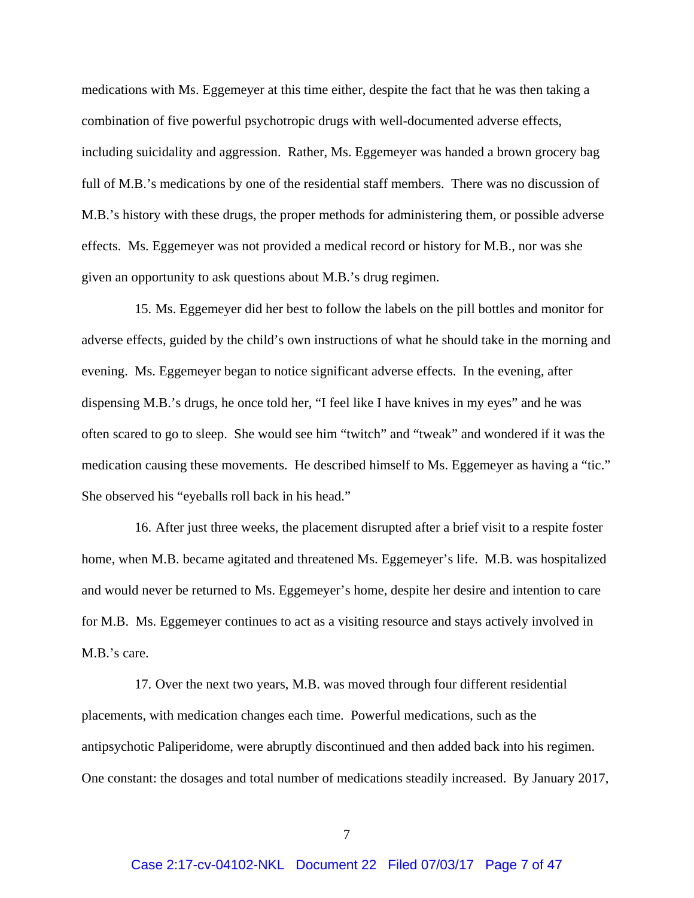medications with Ms. Eggemeyer at this time either, despite the fact that he was then taking a combination of five powerful psychotropic drugs with well-documented adverse effects, including suicidality and aggression. Rather, Ms. Eggemeyer was handed a brown grocery bag full of M.B.'s medications by one of the residential staff members. There was no discussion of M.B.'s history with these drugs, the proper methods for administering them, or possible adverse effects. Ms. Eggemeyer was not provided a medical record or history for M.B., nor was she given an opportunity to ask questions about M.B.'s drug regimen.

15. Ms. Eggemeyer did her best to follow the labels on the pill bottles and monitor for adverse effects, guided by the child's own instructions of what he should take in the morning and evening. Ms. Eggemeyer began to notice significant adverse effects. In the evening, after dispensing M.B.'s drugs, he once told her, "I feel like I have knives in my eyes" and he was often scared to go to sleep. She would see him "twitch" and "tweak" and wondered if it was the medication causing these movements. He described himself to Ms. Eggemeyer as having a "tic." She observed his "eyeballs roll back in his head."

16. After just three weeks, the placement disrupted after a brief visit to a respite foster home, when M.B. became agitated and threatened Ms. Eggemeyer's life. M.B. was hospitalized and would never be returned to Ms. Eggemeyer's home, despite her desire and intention to care for M.B. Ms. Eggemeyer continues to act as a visiting resource and stays actively involved in M.B.'s care.

17. Over the next two years, M.B. was moved through four different residential placements, with medication changes each time. Powerful medications, such as the antipsychotic Paliperidome, were abruptly discontinued and then added back into his regimen. One constant: the dosages and total number of medications steadily increased. By January 2017,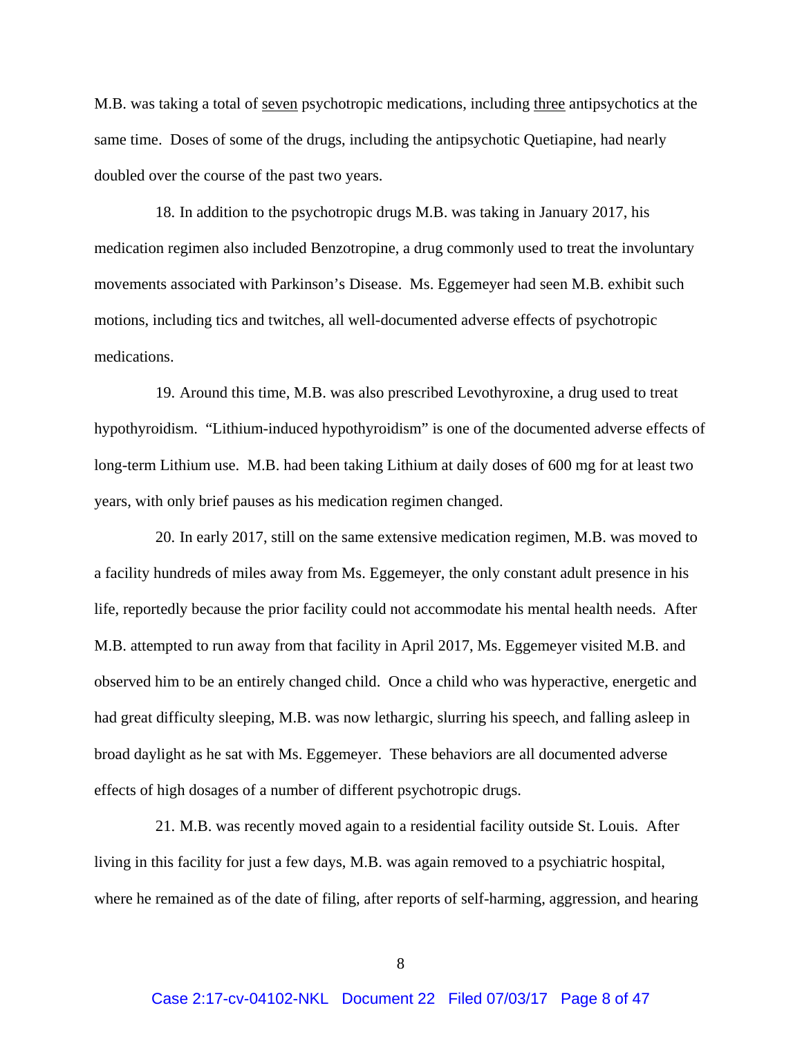M.B. was taking a total of <u>seven</u> psychotropic medications, including <u>three</u> antipsychotics at the same time. Doses of some of the drugs, including the antipsychotic Quetiapine, had nearly doubled over the course of the past two years.

18. In addition to the psychotropic drugs M.B. was taking in January 2017, his medication regimen also included Benzotropine, a drug commonly used to treat the involuntary movements associated with Parkinson's Disease. Ms. Eggemeyer had seen M.B. exhibit such motions, including tics and twitches, all well-documented adverse effects of psychotropic medications.

19. Around this time, M.B. was also prescribed Levothyroxine, a drug used to treat hypothyroidism. "Lithium-induced hypothyroidism" is one of the documented adverse effects of long-term Lithium use. M.B. had been taking Lithium at daily doses of 600 mg for at least two years, with only brief pauses as his medication regimen changed.

20. In early 2017, still on the same extensive medication regimen, M.B. was moved to a facility hundreds of miles away from Ms. Eggemeyer, the only constant adult presence in his life, reportedly because the prior facility could not accommodate his mental health needs. After M.B. attempted to run away from that facility in April 2017, Ms. Eggemeyer visited M.B. and observed him to be an entirely changed child. Once a child who was hyperactive, energetic and had great difficulty sleeping, M.B. was now lethargic, slurring his speech, and falling asleep in broad daylight as he sat with Ms. Eggemeyer. These behaviors are all documented adverse effects of high dosages of a number of different psychotropic drugs.

21. M.B. was recently moved again to a residential facility outside St. Louis. After living in this facility for just a few days, M.B. was again removed to a psychiatric hospital, where he remained as of the date of filing, after reports of self-harming, aggression, and hearing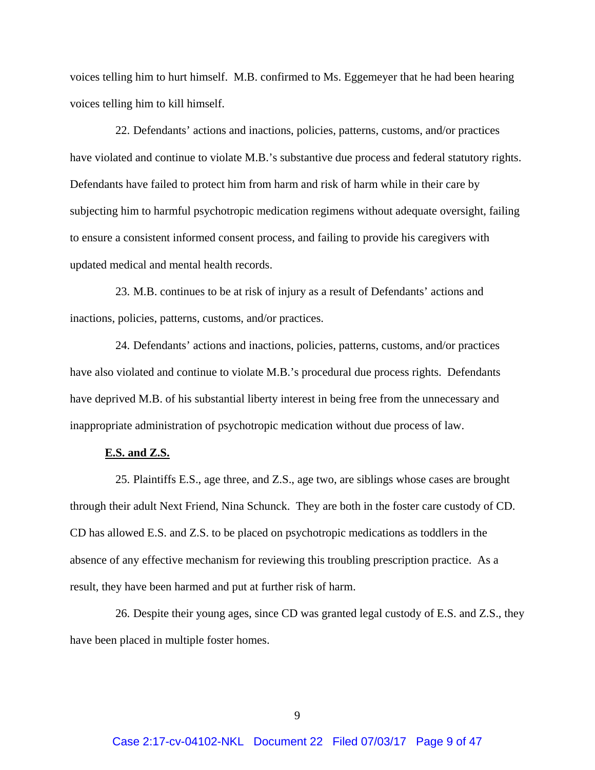voices telling him to hurt himself. M.B. confirmed to Ms. Eggemeyer that he had been hearing voices telling him to kill himself.

22. Defendants' actions and inactions, policies, patterns, customs, and/or practices have violated and continue to violate M.B.'s substantive due process and federal statutory rights. Defendants have failed to protect him from harm and risk of harm while in their care by subjecting him to harmful psychotropic medication regimens without adequate oversight, failing to ensure a consistent informed consent process, and failing to provide his caregivers with updated medical and mental health records.

23. M.B. continues to be at risk of injury as a result of Defendants' actions and inactions, policies, patterns, customs, and/or practices.

24. Defendants' actions and inactions, policies, patterns, customs, and/or practices have also violated and continue to violate M.B.'s procedural due process rights. Defendants have deprived M.B. of his substantial liberty interest in being free from the unnecessary and inappropriate administration of psychotropic medication without due process of law.

**E.S. and Z.S.**

25. Plaintiffs E.S., age three, and Z.S., age two, are siblings whose cases are brought through their adult Next Friend, Nina Schunck. They are both in the foster care custody of CD. CD has allowed E.S. and Z.S. to be placed on psychotropic medications as toddlers in the absence of any effective mechanism for reviewing this troubling prescription practice. As a result, they have been harmed and put at further risk of harm.

26. Despite their young ages, since CD was granted legal custody of E.S. and Z.S., they have been placed in multiple foster homes.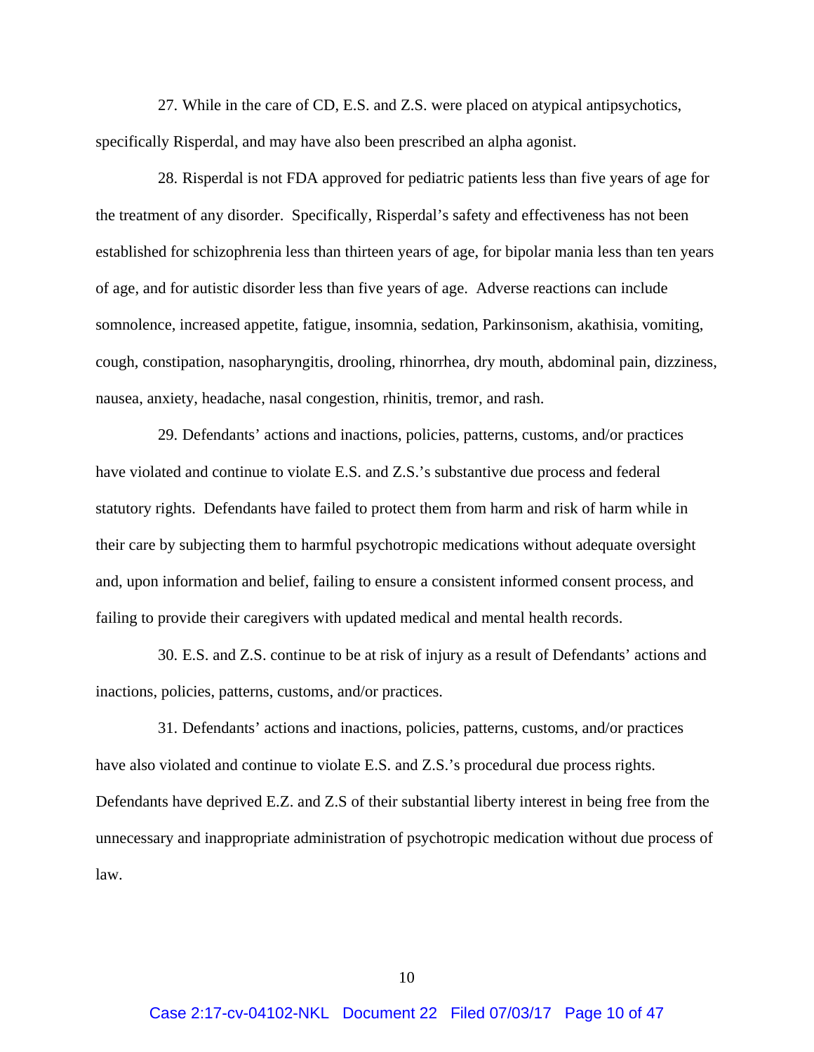27. While in the care of CD, E.S. and Z.S. were placed on atypical antipsychotics, specifically Risperdal, and may have also been prescribed an alpha agonist.

28. Risperdal is not FDA approved for pediatric patients less than five years of age for the treatment of any disorder. Specifically, Risperdal's safety and effectiveness has not been established for schizophrenia less than thirteen years of age, for bipolar mania less than ten years of age, and for autistic disorder less than five years of age. Adverse reactions can include somnolence, increased appetite, fatigue, insomnia, sedation, Parkinsonism, akathisia, vomiting, cough, constipation, nasopharyngitis, drooling, rhinorrhea, dry mouth, abdominal pain, dizziness, nausea, anxiety, headache, nasal congestion, rhinitis, tremor, and rash.

29. Defendants' actions and inactions, policies, patterns, customs, and/or practices have violated and continue to violate E.S. and Z.S.'s substantive due process and federal statutory rights. Defendants have failed to protect them from harm and risk of harm while in their care by subjecting them to harmful psychotropic medications without adequate oversight and, upon information and belief, failing to ensure a consistent informed consent process, and failing to provide their caregivers with updated medical and mental health records.

30. E.S. and Z.S. continue to be at risk of injury as a result of Defendants' actions and inactions, policies, patterns, customs, and/or practices.

31. Defendants' actions and inactions, policies, patterns, customs, and/or practices have also violated and continue to violate E.S. and Z.S.'s procedural due process rights. Defendants have deprived E.Z. and Z.S of their substantial liberty interest in being free from the unnecessary and inappropriate administration of psychotropic medication without due process of law.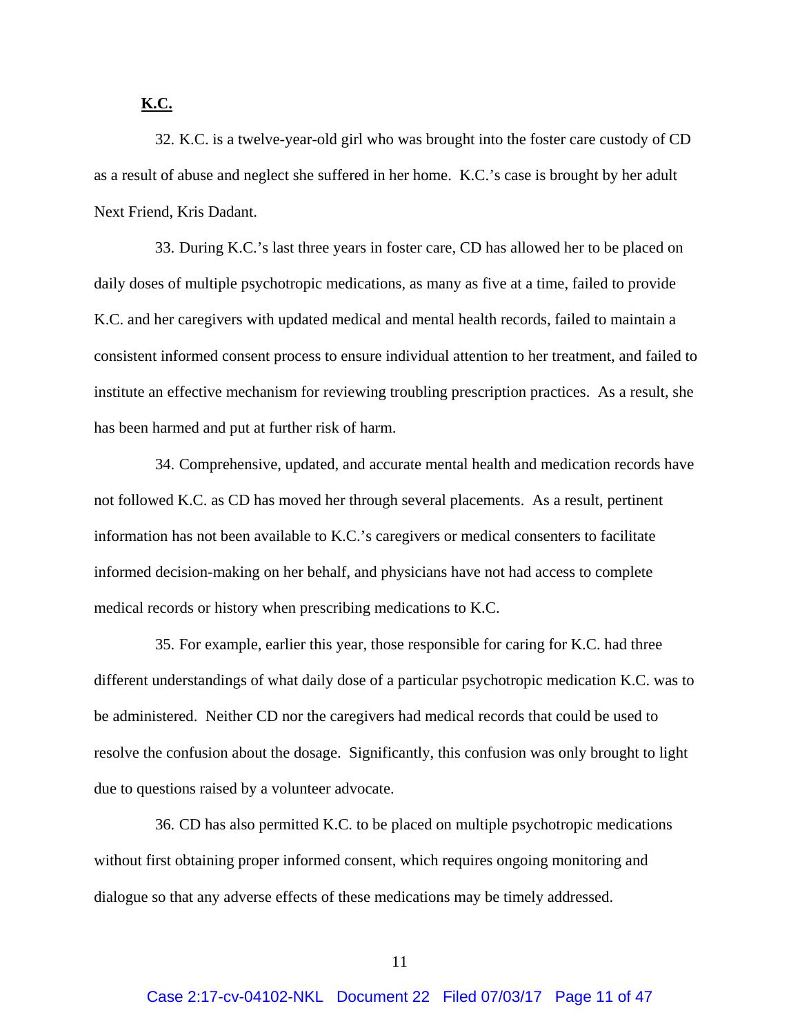**K.C.**

32. K.C. is a twelve-year-old girl who was brought into the foster care custody of CD as a result of abuse and neglect she suffered in her home. K.C.'s case is brought by her adult Next Friend, Kris Dadant.

33. During K.C.'s last three years in foster care, CD has allowed her to be placed on daily doses of multiple psychotropic medications, as many as five at a time, failed to provide K.C. and her caregivers with updated medical and mental health records, failed to maintain a consistent informed consent process to ensure individual attention to her treatment, and failed to institute an effective mechanism for reviewing troubling prescription practices. As a result, she has been harmed and put at further risk of harm.

34. Comprehensive, updated, and accurate mental health and medication records have not followed K.C. as CD has moved her through several placements. As a result, pertinent information has not been available to K.C.'s caregivers or medical consenters to facilitate informed decision-making on her behalf, and physicians have not had access to complete medical records or history when prescribing medications to K.C.

35. For example, earlier this year, those responsible for caring for K.C. had three different understandings of what daily dose of a particular psychotropic medication K.C. was to be administered. Neither CD nor the caregivers had medical records that could be used to resolve the confusion about the dosage. Significantly, this confusion was only brought to light due to questions raised by a volunteer advocate.

36. CD has also permitted K.C. to be placed on multiple psychotropic medications without first obtaining proper informed consent, which requires ongoing monitoring and dialogue so that any adverse effects of these medications may be timely addressed.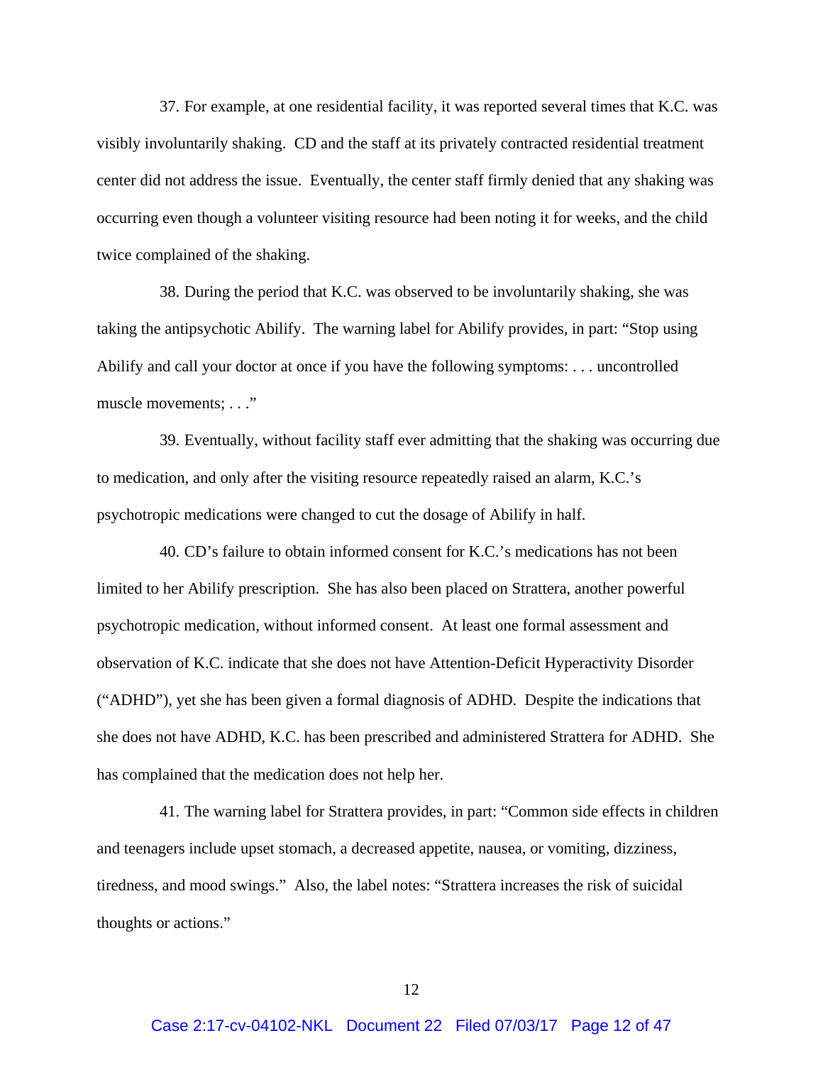37. For example, at one residential facility, it was reported several times that K.C. was visibly involuntarily shaking. CD and the staff at its privately contracted residential treatment center did not address the issue. Eventually, the center staff firmly denied that any shaking was occurring even though a volunteer visiting resource had been noting it for weeks, and the child twice complained of the shaking.

38. During the period that K.C. was observed to be involuntarily shaking, she was taking the antipsychotic Abilify. The warning label for Abilify provides, in part: "Stop using Abilify and call your doctor at once if you have the following symptoms: . . . uncontrolled muscle movements; . . ."

39. Eventually, without facility staff ever admitting that the shaking was occurring due to medication, and only after the visiting resource repeatedly raised an alarm, K.C.'s psychotropic medications were changed to cut the dosage of Abilify in half.

40. CD's failure to obtain informed consent for K.C.'s medications has not been limited to her Abilify prescription. She has also been placed on Strattera, another powerful psychotropic medication, without informed consent. At least one formal assessment and observation of K.C. indicate that she does not have Attention-Deficit Hyperactivity Disorder ("ADHD"), yet she has been given a formal diagnosis of ADHD. Despite the indications that she does not have ADHD, K.C. has been prescribed and administered Strattera for ADHD. She has complained that the medication does not help her.

41. The warning label for Strattera provides, in part: "Common side effects in children and teenagers include upset stomach, a decreased appetite, nausea, or vomiting, dizziness, tiredness, and mood swings." Also, the label notes: "Strattera increases the risk of suicidal thoughts or actions."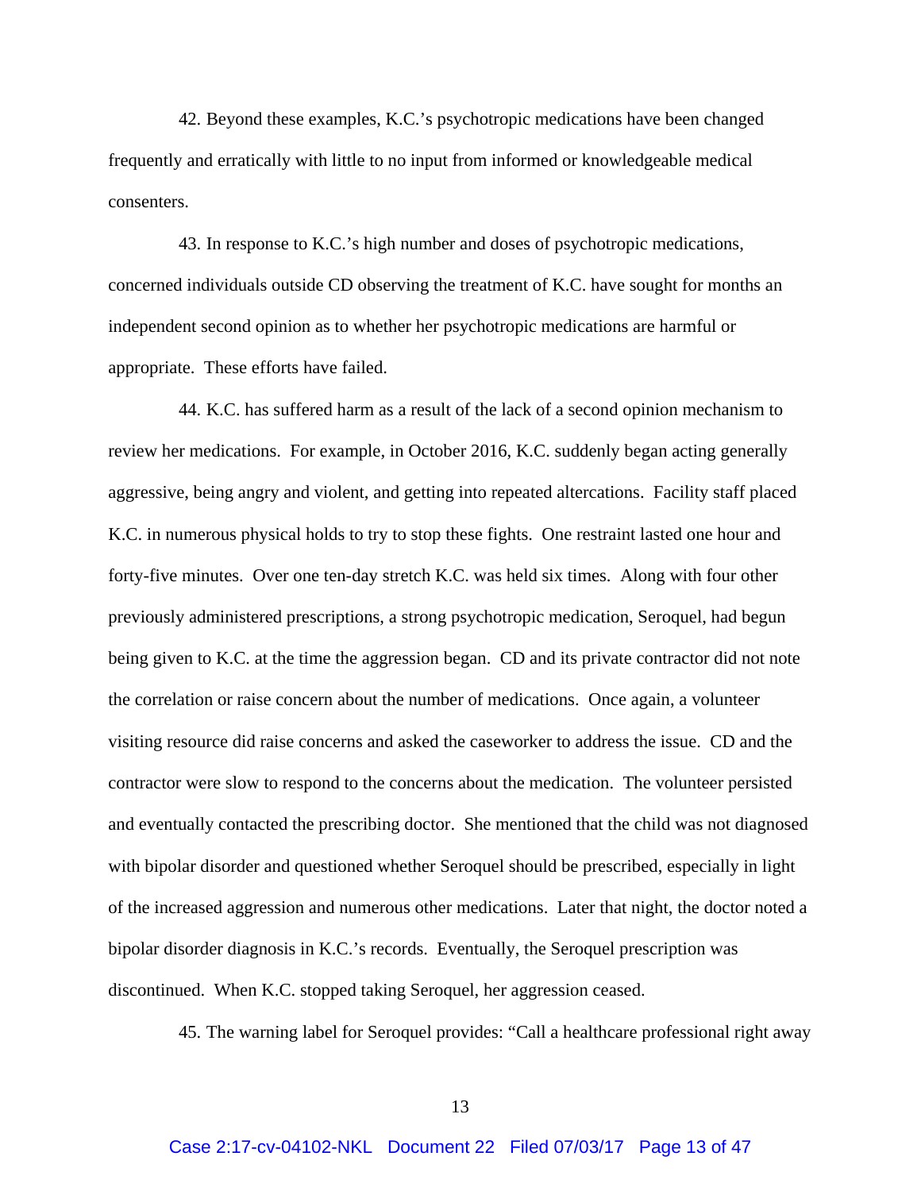42. Beyond these examples, K.C.'s psychotropic medications have been changed frequently and erratically with little to no input from informed or knowledgeable medical consenters.

43. In response to K.C.'s high number and doses of psychotropic medications, concerned individuals outside CD observing the treatment of K.C. have sought for months an independent second opinion as to whether her psychotropic medications are harmful or appropriate. These efforts have failed.

44. K.C. has suffered harm as a result of the lack of a second opinion mechanism to review her medications. For example, in October 2016, K.C. suddenly began acting generally aggressive, being angry and violent, and getting into repeated altercations. Facility staff placed K.C. in numerous physical holds to try to stop these fights. One restraint lasted one hour and forty-five minutes. Over one ten-day stretch K.C. was held six times. Along with four other previously administered prescriptions, a strong psychotropic medication, Seroquel, had begun being given to K.C. at the time the aggression began. CD and its private contractor did not note the correlation or raise concern about the number of medications. Once again, a volunteer visiting resource did raise concerns and asked the caseworker to address the issue. CD and the contractor were slow to respond to the concerns about the medication. The volunteer persisted and eventually contacted the prescribing doctor. She mentioned that the child was not diagnosed with bipolar disorder and questioned whether Seroquel should be prescribed, especially in light of the increased aggression and numerous other medications. Later that night, the doctor noted a bipolar disorder diagnosis in K.C.'s records. Eventually, the Seroquel prescription was discontinued. When K.C. stopped taking Seroquel, her aggression ceased.

45. The warning label for Seroquel provides: "Call a healthcare professional right away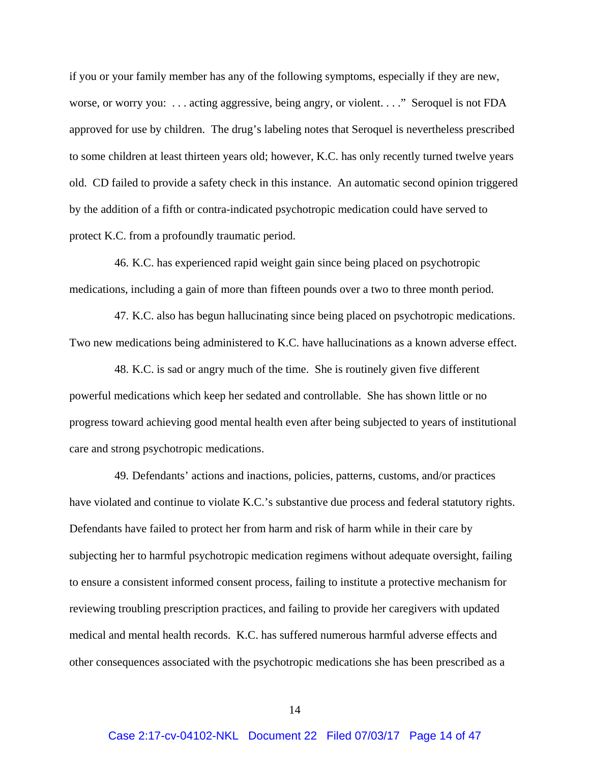if you or your family member has any of the following symptoms, especially if they are new, worse, or worry you: . . . acting aggressive, being angry, or violent. . . ." Seroquel is not FDA approved for use by children. The drug's labeling notes that Seroquel is nevertheless prescribed to some children at least thirteen years old; however, K.C. has only recently turned twelve years old. CD failed to provide a safety check in this instance. An automatic second opinion triggered by the addition of a fifth or contra-indicated psychotropic medication could have served to protect K.C. from a profoundly traumatic period.

46. K.C. has experienced rapid weight gain since being placed on psychotropic medications, including a gain of more than fifteen pounds over a two to three month period.

47. K.C. also has begun hallucinating since being placed on psychotropic medications. Two new medications being administered to K.C. have hallucinations as a known adverse effect.

48. K.C. is sad or angry much of the time. She is routinely given five different powerful medications which keep her sedated and controllable. She has shown little or no progress toward achieving good mental health even after being subjected to years of institutional care and strong psychotropic medications.

49. Defendants' actions and inactions, policies, patterns, customs, and/or practices have violated and continue to violate K.C.'s substantive due process and federal statutory rights. Defendants have failed to protect her from harm and risk of harm while in their care by subjecting her to harmful psychotropic medication regimens without adequate oversight, failing to ensure a consistent informed consent process, failing to institute a protective mechanism for reviewing troubling prescription practices, and failing to provide her caregivers with updated medical and mental health records. K.C. has suffered numerous harmful adverse effects and other consequences associated with the psychotropic medications she has been prescribed as a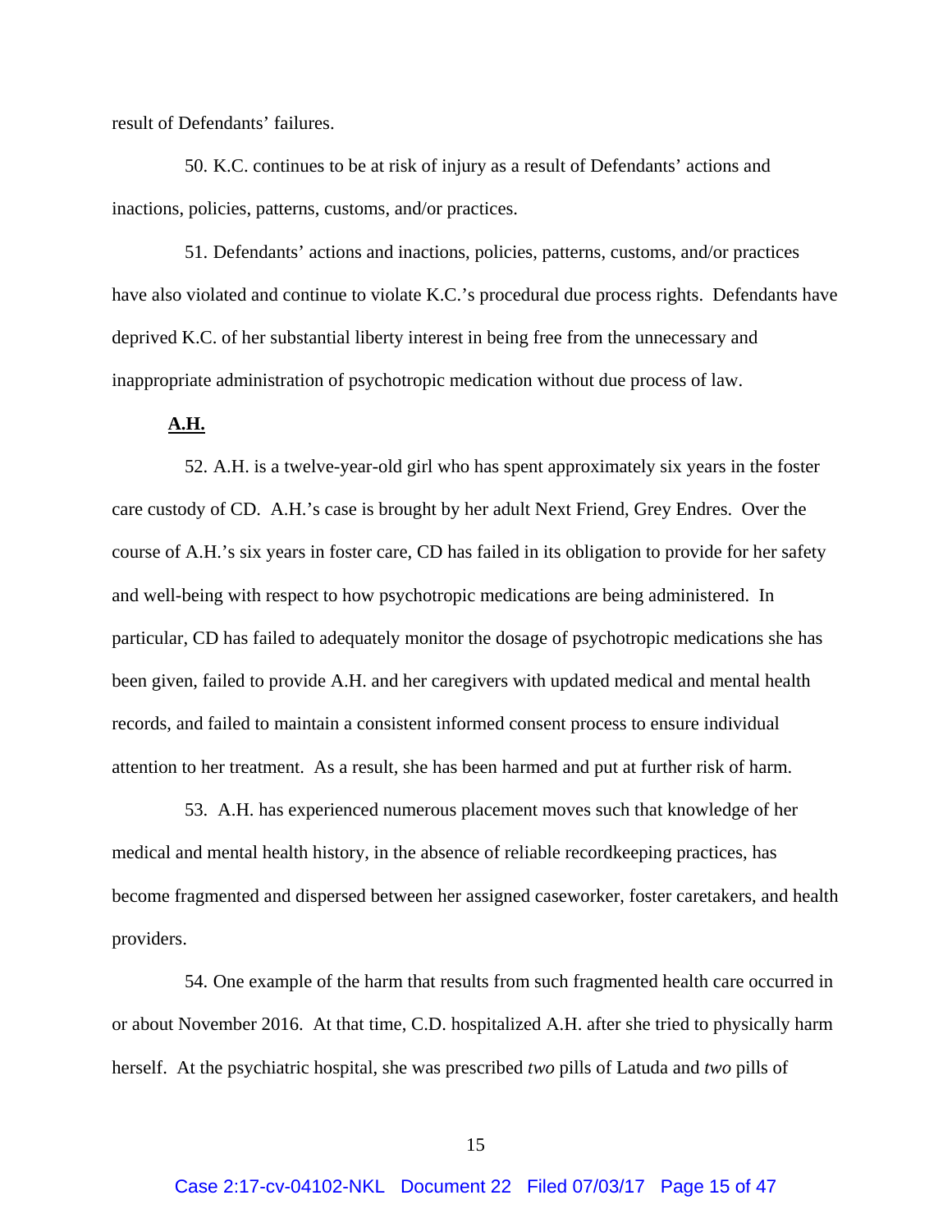result of Defendants' failures.

50. K.C. continues to be at risk of injury as a result of Defendants' actions and inactions, policies, patterns, customs, and/or practices.

51. Defendants' actions and inactions, policies, patterns, customs, and/or practices have also violated and continue to violate K.C.'s procedural due process rights. Defendants have deprived K.C. of her substantial liberty interest in being free from the unnecessary and inappropriate administration of psychotropic medication without due process of law.

**A.H.**

52. A.H. is a twelve-year-old girl who has spent approximately six years in the foster care custody of CD. A.H.'s case is brought by her adult Next Friend, Grey Endres. Over the course of A.H.'s six years in foster care, CD has failed in its obligation to provide for her safety and well-being with respect to how psychotropic medications are being administered. In particular, CD has failed to adequately monitor the dosage of psychotropic medications she has been given, failed to provide A.H. and her caregivers with updated medical and mental health records, and failed to maintain a consistent informed consent process to ensure individual attention to her treatment. As a result, she has been harmed and put at further risk of harm.

53. A.H. has experienced numerous placement moves such that knowledge of her medical and mental health history, in the absence of reliable recordkeeping practices, has become fragmented and dispersed between her assigned caseworker, foster caretakers, and health providers.

54. One example of the harm that results from such fragmented health care occurred in or about November 2016. At that time, C.D. hospitalized A.H. after she tried to physically harm herself. At the psychiatric hospital, she was prescribed *two* pills of Latuda and *two* pills of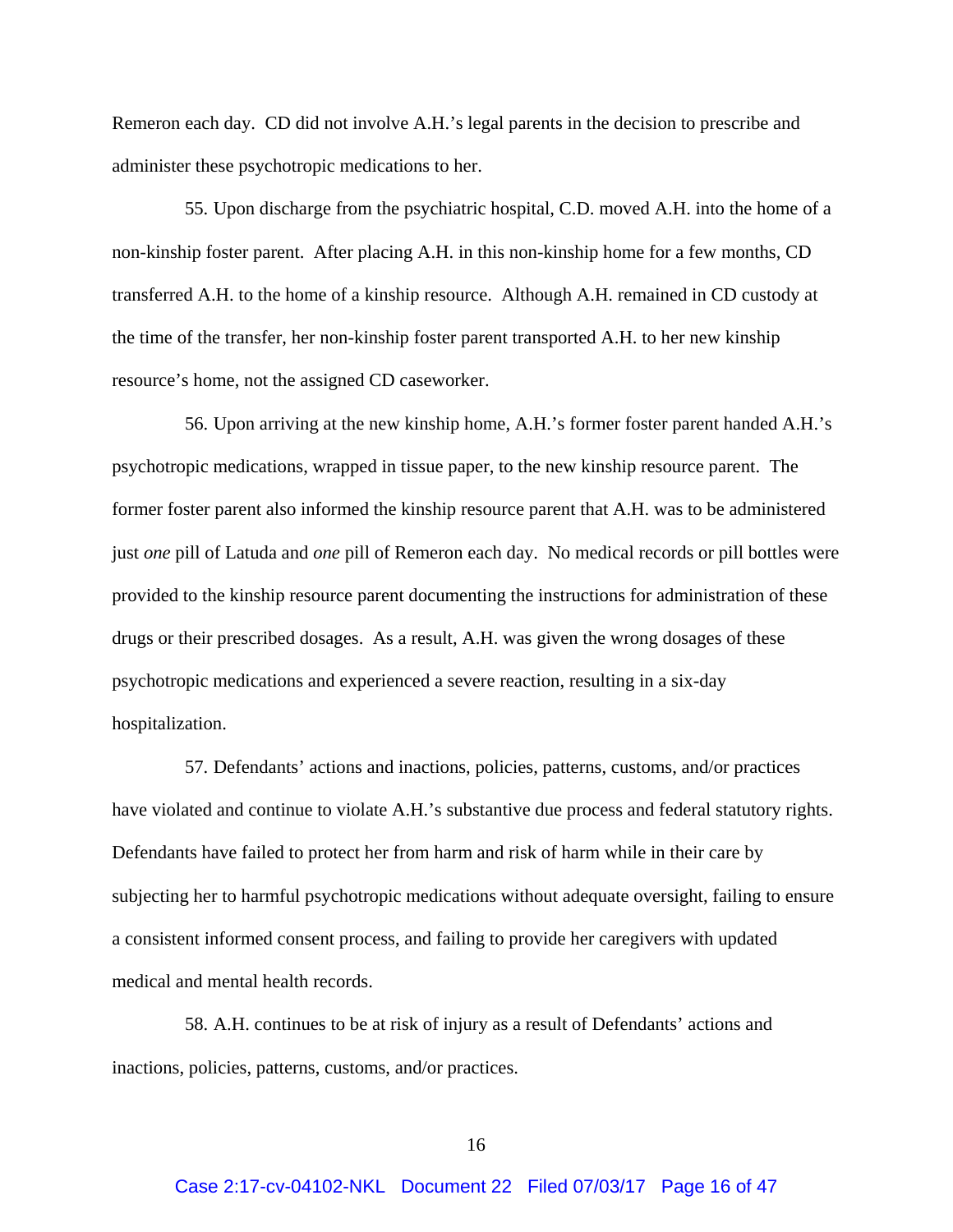Remeron each day. CD did not involve A.H.'s legal parents in the decision to prescribe and administer these psychotropic medications to her.

55. Upon discharge from the psychiatric hospital, C.D. moved A.H. into the home of a non-kinship foster parent. After placing A.H. in this non-kinship home for a few months, CD transferred A.H. to the home of a kinship resource. Although A.H. remained in CD custody at the time of the transfer, her non-kinship foster parent transported A.H. to her new kinship resource's home, not the assigned CD caseworker.

56. Upon arriving at the new kinship home, A.H.'s former foster parent handed A.H.'s psychotropic medications, wrapped in tissue paper, to the new kinship resource parent. The former foster parent also informed the kinship resource parent that A.H. was to be administered just *one* pill of Latuda and *one* pill of Remeron each day. No medical records or pill bottles were provided to the kinship resource parent documenting the instructions for administration of these drugs or their prescribed dosages. As a result, A.H. was given the wrong dosages of these psychotropic medications and experienced a severe reaction, resulting in a six-day hospitalization.

57. Defendants' actions and inactions, policies, patterns, customs, and/or practices have violated and continue to violate A.H.'s substantive due process and federal statutory rights. Defendants have failed to protect her from harm and risk of harm while in their care by subjecting her to harmful psychotropic medications without adequate oversight, failing to ensure a consistent informed consent process, and failing to provide her caregivers with updated medical and mental health records.

58. A.H. continues to be at risk of injury as a result of Defendants' actions and inactions, policies, patterns, customs, and/or practices.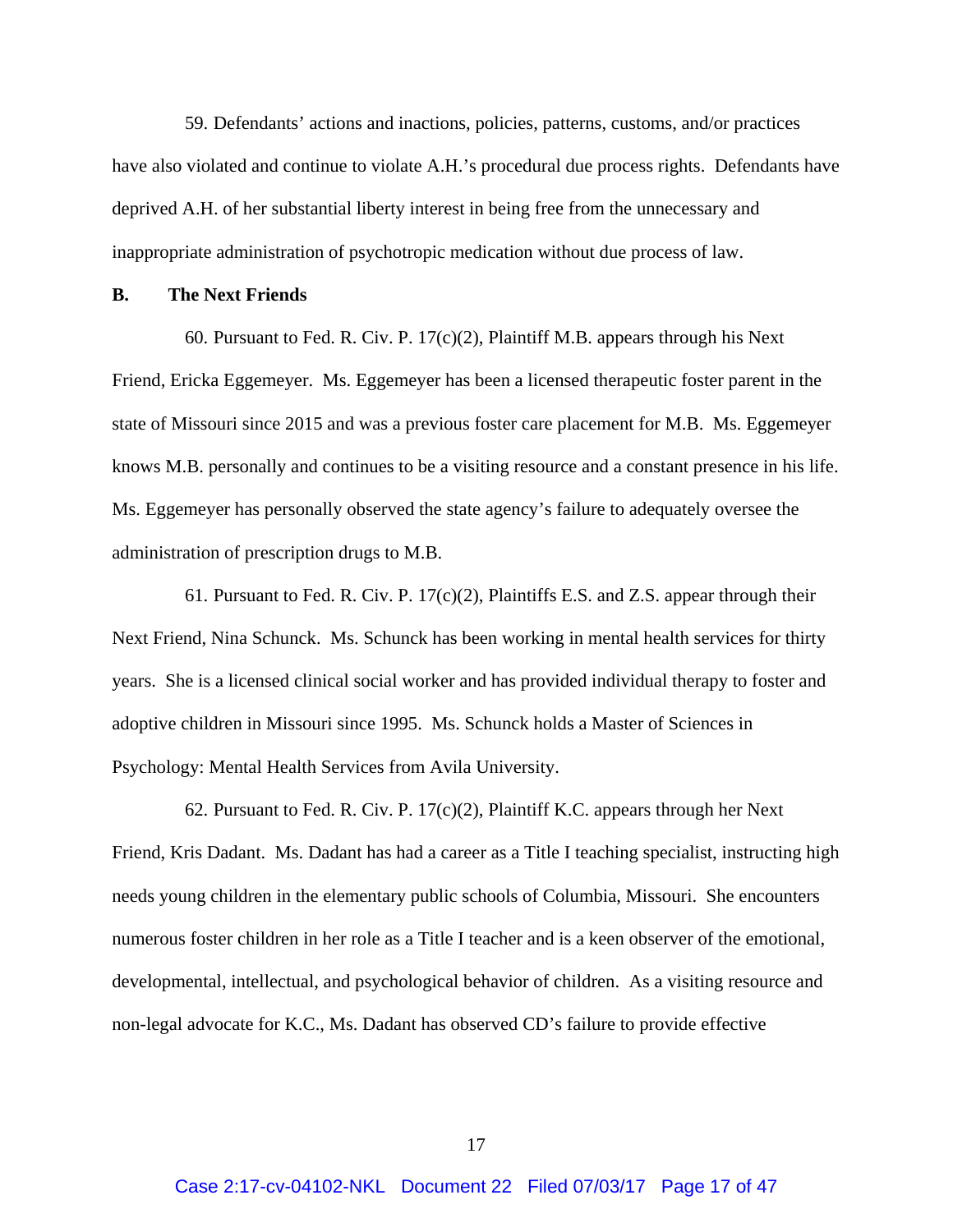59. Defendants' actions and inactions, policies, patterns, customs, and/or practices have also violated and continue to violate A.H.'s procedural due process rights. Defendants have deprived A.H. of her substantial liberty interest in being free from the unnecessary and inappropriate administration of psychotropic medication without due process of law.

**B. The Next Friends**

60. Pursuant to Fed. R. Civ. P. 17(c)(2), Plaintiff M.B. appears through his Next Friend, Ericka Eggemeyer. Ms. Eggemeyer has been a licensed therapeutic foster parent in the state of Missouri since 2015 and was a previous foster care placement for M.B. Ms. Eggemeyer knows M.B. personally and continues to be a visiting resource and a constant presence in his life. Ms. Eggemeyer has personally observed the state agency's failure to adequately oversee the administration of prescription drugs to M.B.

61. Pursuant to Fed. R. Civ. P. 17(c)(2), Plaintiffs E.S. and Z.S. appear through their Next Friend, Nina Schunck. Ms. Schunck has been working in mental health services for thirty years. She is a licensed clinical social worker and has provided individual therapy to foster and adoptive children in Missouri since 1995. Ms. Schunck holds a Master of Sciences in Psychology: Mental Health Services from Avila University.

62. Pursuant to Fed. R. Civ. P. 17(c)(2), Plaintiff K.C. appears through her Next Friend, Kris Dadant. Ms. Dadant has had a career as a Title I teaching specialist, instructing high needs young children in the elementary public schools of Columbia, Missouri. She encounters numerous foster children in her role as a Title I teacher and is a keen observer of the emotional, developmental, intellectual, and psychological behavior of children. As a visiting resource and non-legal advocate for K.C., Ms. Dadant has observed CD's failure to provide effective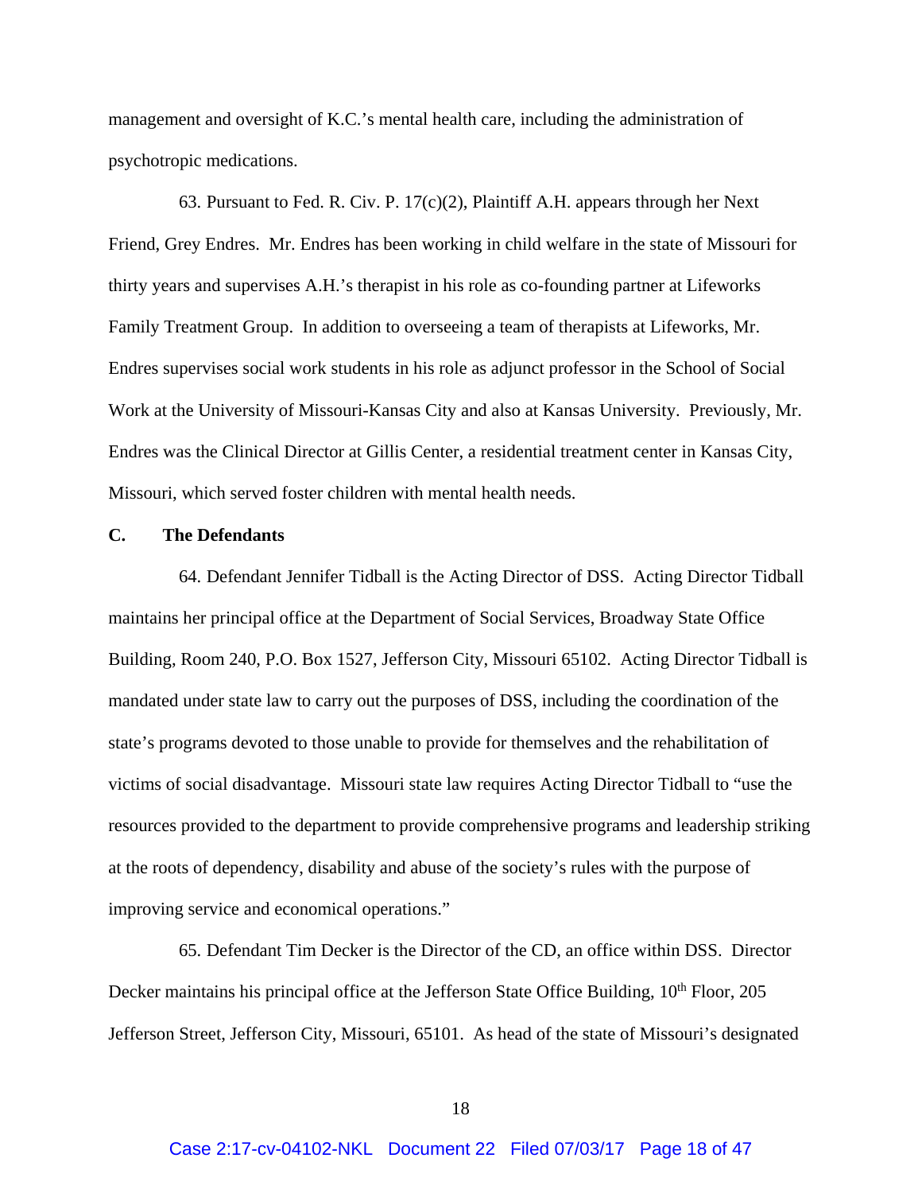management and oversight of K.C.'s mental health care, including the administration of psychotropic medications.

63. Pursuant to Fed. R. Civ. P. 17(c)(2), Plaintiff A.H. appears through her Next Friend, Grey Endres. Mr. Endres has been working in child welfare in the state of Missouri for thirty years and supervises A.H.'s therapist in his role as co-founding partner at Lifeworks Family Treatment Group. In addition to overseeing a team of therapists at Lifeworks, Mr. Endres supervises social work students in his role as adjunct professor in the School of Social Work at the University of Missouri-Kansas City and also at Kansas University. Previously, Mr. Endres was the Clinical Director at Gillis Center, a residential treatment center in Kansas City, Missouri, which served foster children with mental health needs.

**C. The Defendants**

64. Defendant Jennifer Tidball is the Acting Director of DSS. Acting Director Tidball maintains her principal office at the Department of Social Services, Broadway State Office Building, Room 240, P.O. Box 1527, Jefferson City, Missouri 65102. Acting Director Tidball is mandated under state law to carry out the purposes of DSS, including the coordination of the state's programs devoted to those unable to provide for themselves and the rehabilitation of victims of social disadvantage. Missouri state law requires Acting Director Tidball to "use the resources provided to the department to provide comprehensive programs and leadership striking at the roots of dependency, disability and abuse of the society's rules with the purpose of improving service and economical operations."

65. Defendant Tim Decker is the Director of the CD, an office within DSS. Director Decker maintains his principal office at the Jefferson State Office Building, 10th Floor, 205 Jefferson Street, Jefferson City, Missouri, 65101. As head of the state of Missouri's designated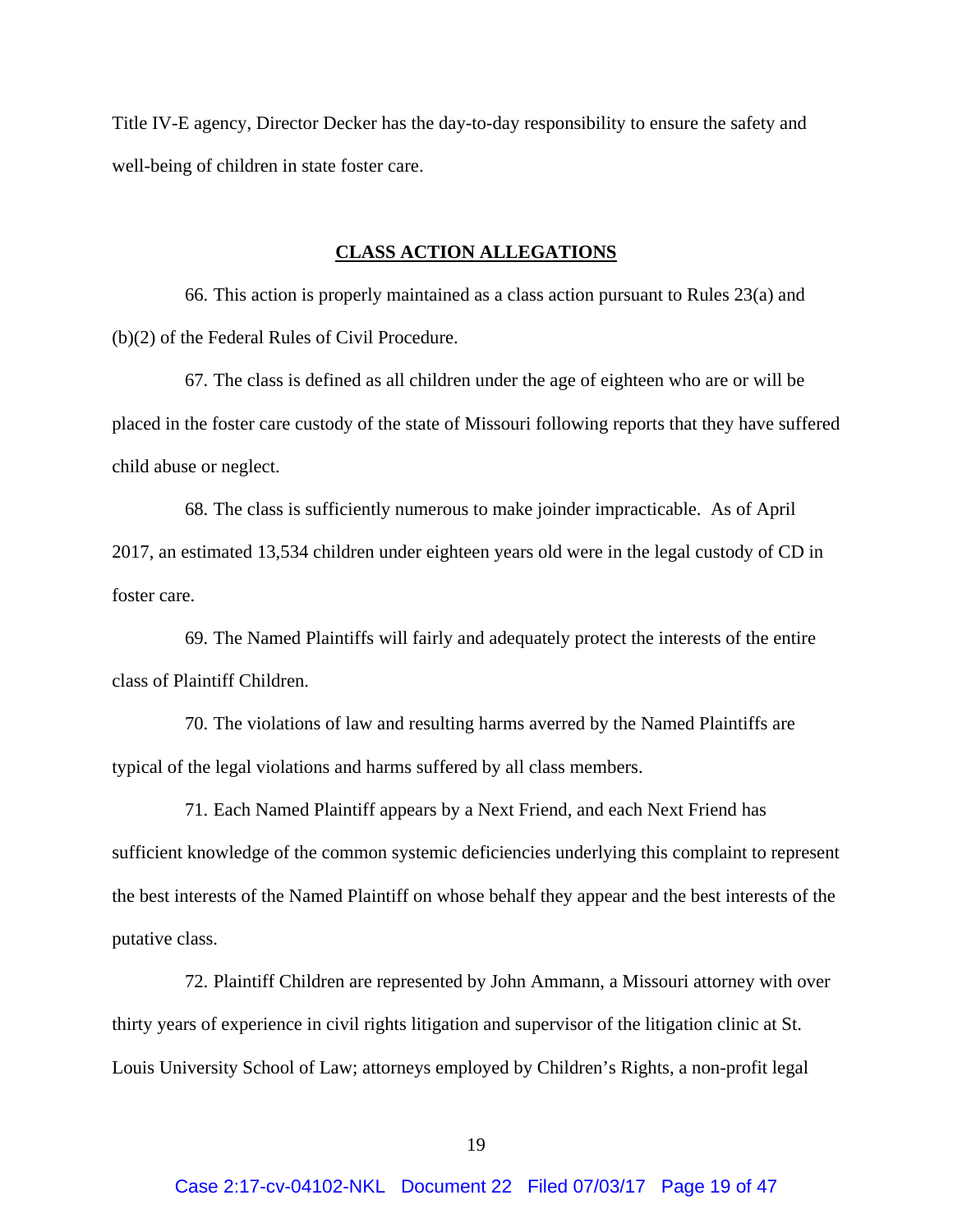Title IV-E agency, Director Decker has the day-to-day responsibility to ensure the safety and well-being of children in state foster care.

## CLASS ACTION ALLEGATIONS

66. This action is properly maintained as a class action pursuant to Rules 23(a) and (b)(2) of the Federal Rules of Civil Procedure.

67. The class is defined as all children under the age of eighteen who are or will be placed in the foster care custody of the state of Missouri following reports that they have suffered child abuse or neglect.

68. The class is sufficiently numerous to make joinder impracticable. As of April 2017, an estimated 13,534 children under eighteen years old were in the legal custody of CD in foster care.

69. The Named Plaintiffs will fairly and adequately protect the interests of the entire class of Plaintiff Children.

70. The violations of law and resulting harms averred by the Named Plaintiffs are typical of the legal violations and harms suffered by all class members.

71. Each Named Plaintiff appears by a Next Friend, and each Next Friend has sufficient knowledge of the common systemic deficiencies underlying this complaint to represent the best interests of the Named Plaintiff on whose behalf they appear and the best interests of the putative class.

72. Plaintiff Children are represented by John Ammann, a Missouri attorney with over thirty years of experience in civil rights litigation and supervisor of the litigation clinic at St. Louis University School of Law; attorneys employed by Children's Rights, a non-profit legal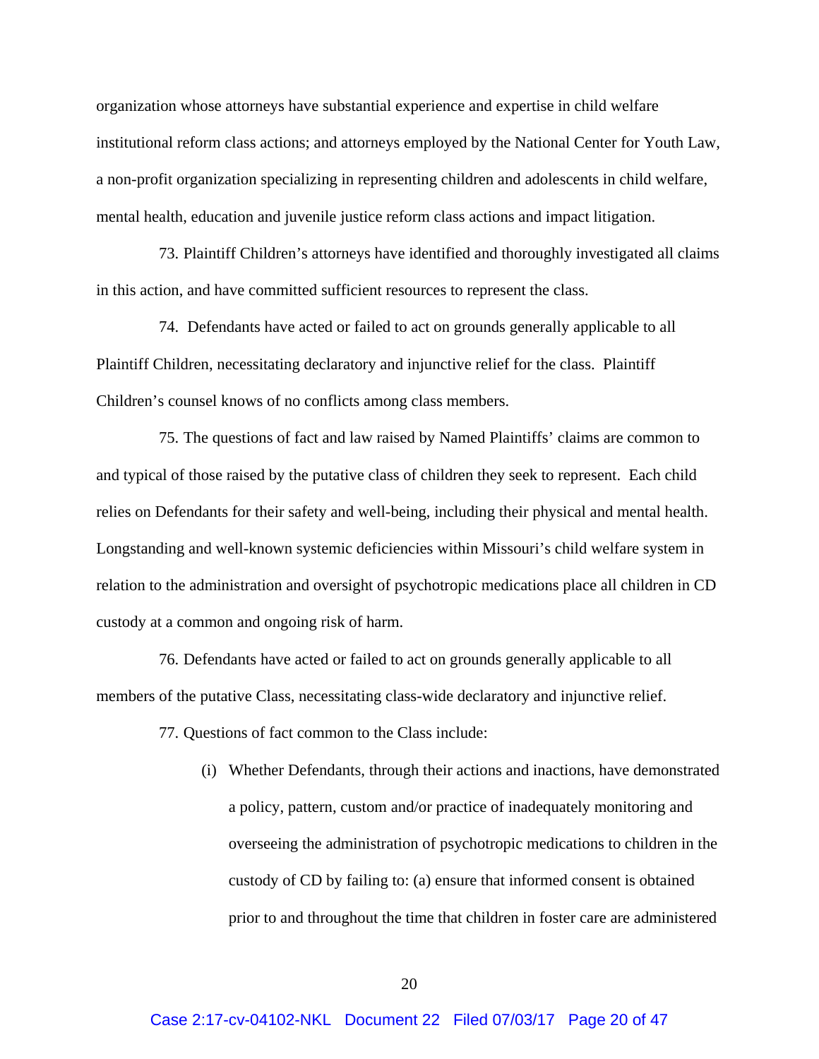organization whose attorneys have substantial experience and expertise in child welfare institutional reform class actions; and attorneys employed by the National Center for Youth Law, a non-profit organization specializing in representing children and adolescents in child welfare, mental health, education and juvenile justice reform class actions and impact litigation.

73. Plaintiff Children's attorneys have identified and thoroughly investigated all claims in this action, and have committed sufficient resources to represent the class.

74. Defendants have acted or failed to act on grounds generally applicable to all Plaintiff Children, necessitating declaratory and injunctive relief for the class. Plaintiff Children's counsel knows of no conflicts among class members.

75. The questions of fact and law raised by Named Plaintiffs' claims are common to and typical of those raised by the putative class of children they seek to represent. Each child relies on Defendants for their safety and well-being, including their physical and mental health. Longstanding and well-known systemic deficiencies within Missouri's child welfare system in relation to the administration and oversight of psychotropic medications place all children in CD custody at a common and ongoing risk of harm.

76. Defendants have acted or failed to act on grounds generally applicable to all members of the putative Class, necessitating class-wide declaratory and injunctive relief.

77. Questions of fact common to the Class include:

(i) Whether Defendants, through their actions and inactions, have demonstrated a policy, pattern, custom and/or practice of inadequately monitoring and overseeing the administration of psychotropic medications to children in the custody of CD by failing to: (a) ensure that informed consent is obtained prior to and throughout the time that children in foster care are administered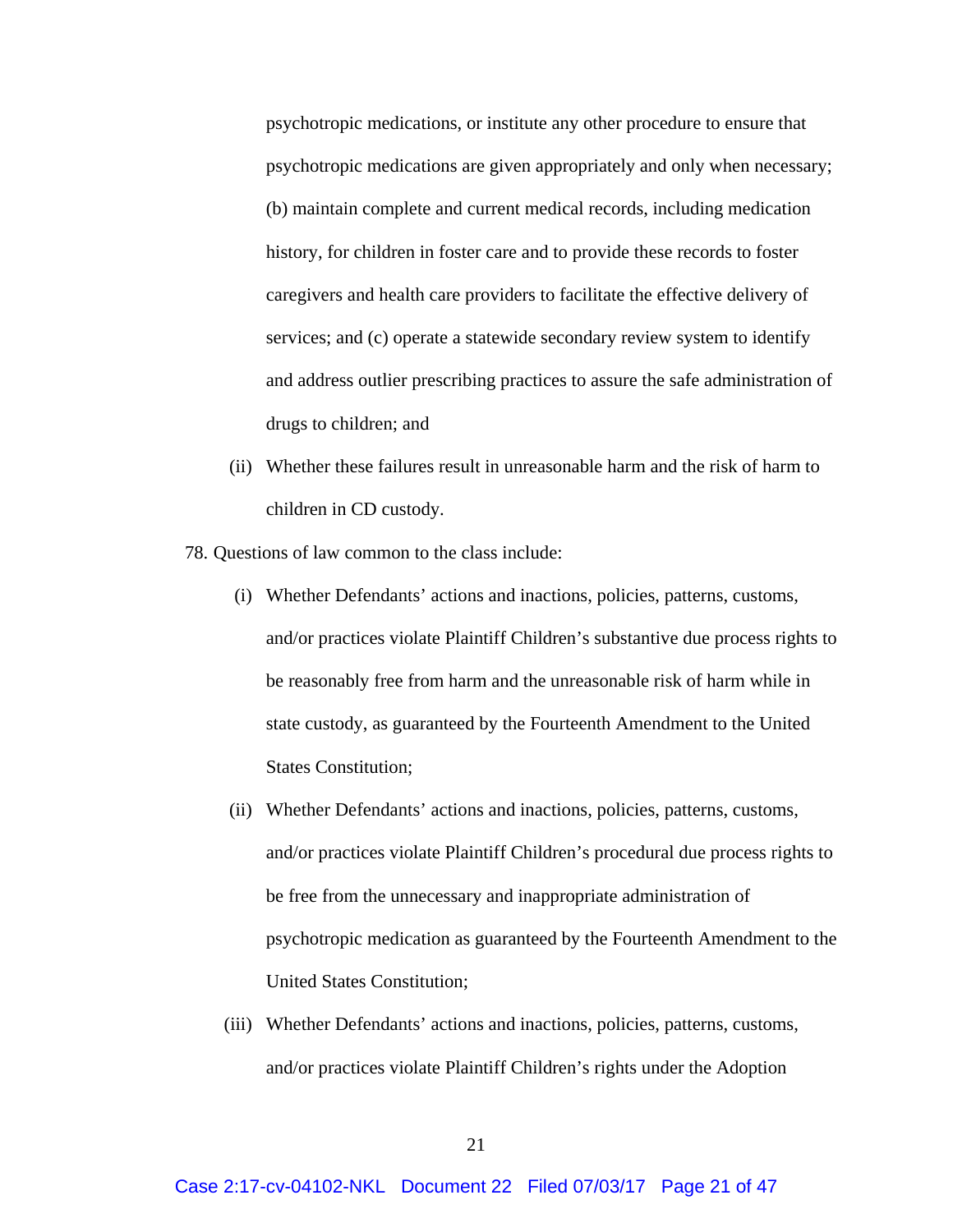psychotropic medications, or institute any other procedure to ensure that psychotropic medications are given appropriately and only when necessary; (b) maintain complete and current medical records, including medication history, for children in foster care and to provide these records to foster caregivers and health care providers to facilitate the effective delivery of services; and (c) operate a statewide secondary review system to identify and address outlier prescribing practices to assure the safe administration of drugs to children; and

(ii) Whether these failures result in unreasonable harm and the risk of harm to children in CD custody.

78. Questions of law common to the class include:

(i) Whether Defendants' actions and inactions, policies, patterns, customs, and/or practices violate Plaintiff Children's substantive due process rights to be reasonably free from harm and the unreasonable risk of harm while in state custody, as guaranteed by the Fourteenth Amendment to the United States Constitution;

(ii) Whether Defendants' actions and inactions, policies, patterns, customs, and/or practices violate Plaintiff Children's procedural due process rights to be free from the unnecessary and inappropriate administration of psychotropic medication as guaranteed by the Fourteenth Amendment to the United States Constitution;

(iii) Whether Defendants' actions and inactions, policies, patterns, customs, and/or practices violate Plaintiff Children's rights under the Adoption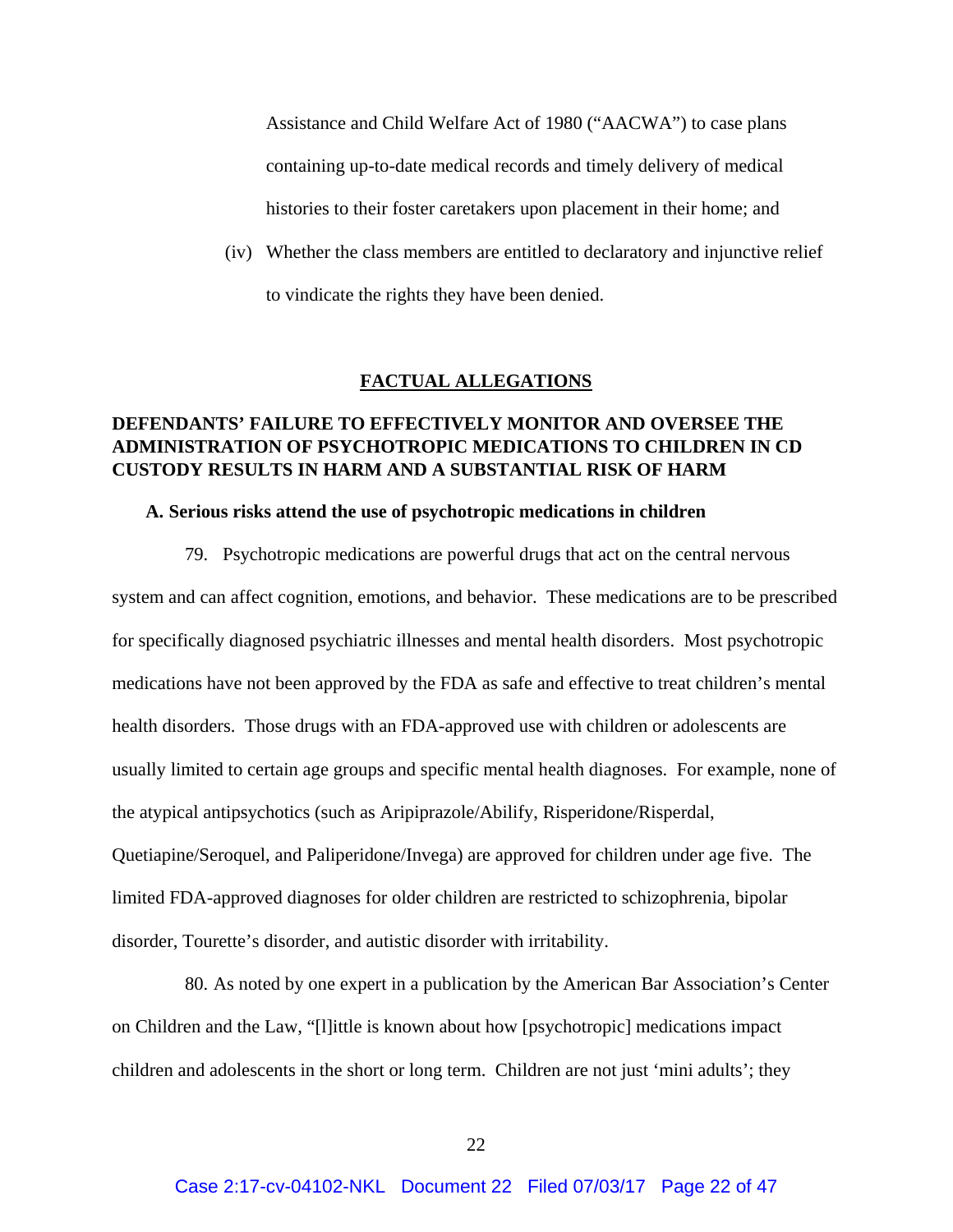Assistance and Child Welfare Act of 1980 ("AACWA") to case plans containing up-to-date medical records and timely delivery of medical histories to their foster caretakers upon placement in their home; and

(iv) Whether the class members are entitled to declaratory and injunctive relief to vindicate the rights they have been denied.

## FACTUAL ALLEGATIONS

## DEFENDANTS' FAILURE TO EFFECTIVELY MONITOR AND OVERSEE THE ADMINISTRATION OF PSYCHOTROPIC MEDICATIONS TO CHILDREN IN CD CUSTODY RESULTS IN HARM AND A SUBSTANTIAL RISK OF HARM

### A. Serious risks attend the use of psychotropic medications in children

79. Psychotropic medications are powerful drugs that act on the central nervous system and can affect cognition, emotions, and behavior. These medications are to be prescribed for specifically diagnosed psychiatric illnesses and mental health disorders. Most psychotropic medications have not been approved by the FDA as safe and effective to treat children's mental health disorders. Those drugs with an FDA-approved use with children or adolescents are usually limited to certain age groups and specific mental health diagnoses. For example, none of the atypical antipsychotics (such as Aripiprazole/Abilify, Risperidone/Risperdal, Quetiapine/Seroquel, and Paliperidone/Invega) are approved for children under age five. The limited FDA-approved diagnoses for older children are restricted to schizophrenia, bipolar disorder, Tourette's disorder, and autistic disorder with irritability.

80. As noted by one expert in a publication by the American Bar Association's Center on Children and the Law, "[l]ittle is known about how [psychotropic] medications impact children and adolescents in the short or long term. Children are not just 'mini adults'; they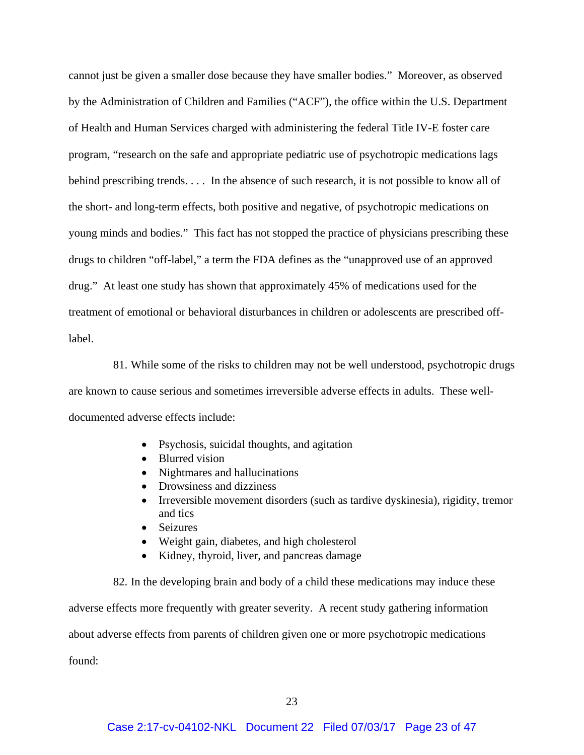cannot just be given a smaller dose because they have smaller bodies." Moreover, as observed by the Administration of Children and Families ("ACF"), the office within the U.S. Department of Health and Human Services charged with administering the federal Title IV-E foster care program, "research on the safe and appropriate pediatric use of psychotropic medications lags behind prescribing trends. . . . In the absence of such research, it is not possible to know all of the short- and long-term effects, both positive and negative, of psychotropic medications on young minds and bodies." This fact has not stopped the practice of physicians prescribing these drugs to children "off-label," a term the FDA defines as the "unapproved use of an approved drug." At least one study has shown that approximately 45% of medications used for the treatment of emotional or behavioral disturbances in children or adolescents are prescribed off-label.

81. While some of the risks to children may not be well understood, psychotropic drugs are known to cause serious and sometimes irreversible adverse effects in adults. These well-documented adverse effects include:

- Psychosis, suicidal thoughts, and agitation
- Blurred vision
- Nightmares and hallucinations
- Drowsiness and dizziness
- Irreversible movement disorders (such as tardive dyskinesia), rigidity, tremor and tics
- Seizures
- Weight gain, diabetes, and high cholesterol
- Kidney, thyroid, liver, and pancreas damage

82. In the developing brain and body of a child these medications may induce these adverse effects more frequently with greater severity. A recent study gathering information about adverse effects from parents of children given one or more psychotropic medications found: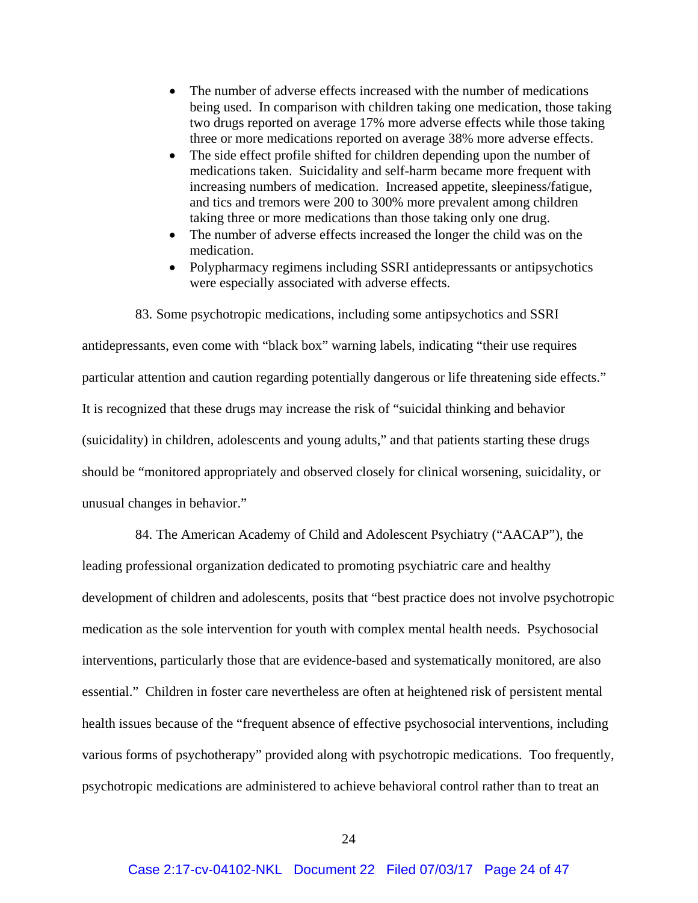- The number of adverse effects increased with the number of medications being used. In comparison with children taking one medication, those taking two drugs reported on average 17% more adverse effects while those taking three or more medications reported on average 38% more adverse effects.
- The side effect profile shifted for children depending upon the number of medications taken. Suicidality and self-harm became more frequent with increasing numbers of medication. Increased appetite, sleepiness/fatigue, and tics and tremors were 200 to 300% more prevalent among children taking three or more medications than those taking only one drug.
- The number of adverse effects increased the longer the child was on the medication.
- Polypharmacy regimens including SSRI antidepressants or antipsychotics were especially associated with adverse effects.

83. Some psychotropic medications, including some antipsychotics and SSRI antidepressants, even come with "black box" warning labels, indicating "their use requires particular attention and caution regarding potentially dangerous or life threatening side effects." It is recognized that these drugs may increase the risk of "suicidal thinking and behavior (suicidality) in children, adolescents and young adults," and that patients starting these drugs should be "monitored appropriately and observed closely for clinical worsening, suicidality, or unusual changes in behavior."

84. The American Academy of Child and Adolescent Psychiatry ("AACAP"), the leading professional organization dedicated to promoting psychiatric care and healthy development of children and adolescents, posits that "best practice does not involve psychotropic medication as the sole intervention for youth with complex mental health needs. Psychosocial interventions, particularly those that are evidence-based and systematically monitored, are also essential." Children in foster care nevertheless are often at heightened risk of persistent mental health issues because of the "frequent absence of effective psychosocial interventions, including various forms of psychotherapy" provided along with psychotropic medications. Too frequently, psychotropic medications are administered to achieve behavioral control rather than to treat an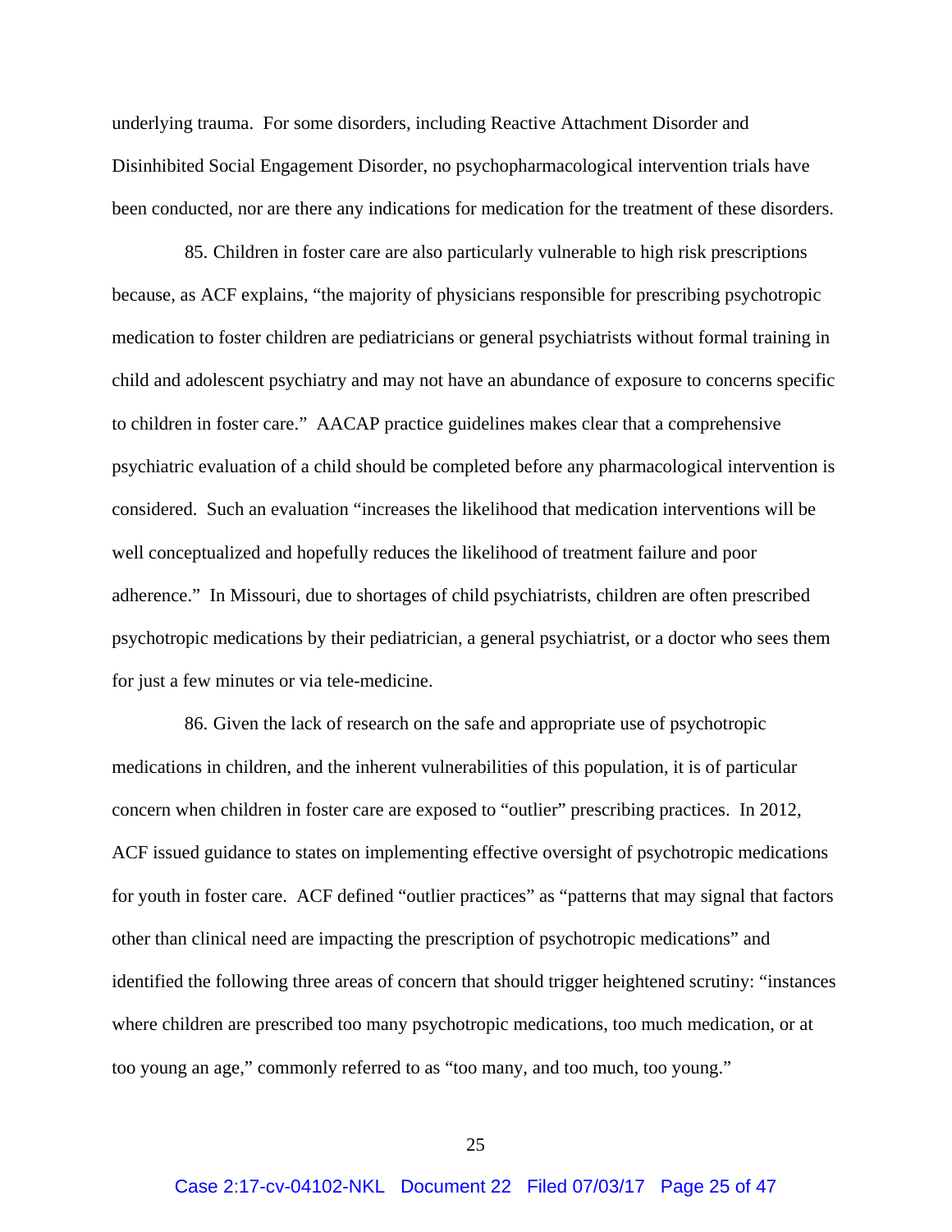underlying trauma. For some disorders, including Reactive Attachment Disorder and Disinhibited Social Engagement Disorder, no psychopharmacological intervention trials have been conducted, nor are there any indications for medication for the treatment of these disorders.

85. Children in foster care are also particularly vulnerable to high risk prescriptions because, as ACF explains, "the majority of physicians responsible for prescribing psychotropic medication to foster children are pediatricians or general psychiatrists without formal training in child and adolescent psychiatry and may not have an abundance of exposure to concerns specific to children in foster care." AACAP practice guidelines makes clear that a comprehensive psychiatric evaluation of a child should be completed before any pharmacological intervention is considered. Such an evaluation "increases the likelihood that medication interventions will be well conceptualized and hopefully reduces the likelihood of treatment failure and poor adherence." In Missouri, due to shortages of child psychiatrists, children are often prescribed psychotropic medications by their pediatrician, a general psychiatrist, or a doctor who sees them for just a few minutes or via tele-medicine.

86. Given the lack of research on the safe and appropriate use of psychotropic medications in children, and the inherent vulnerabilities of this population, it is of particular concern when children in foster care are exposed to "outlier" prescribing practices. In 2012, ACF issued guidance to states on implementing effective oversight of psychotropic medications for youth in foster care. ACF defined "outlier practices" as "patterns that may signal that factors other than clinical need are impacting the prescription of psychotropic medications" and identified the following three areas of concern that should trigger heightened scrutiny: "instances where children are prescribed too many psychotropic medications, too much medication, or at too young an age," commonly referred to as "too many, and too much, too young."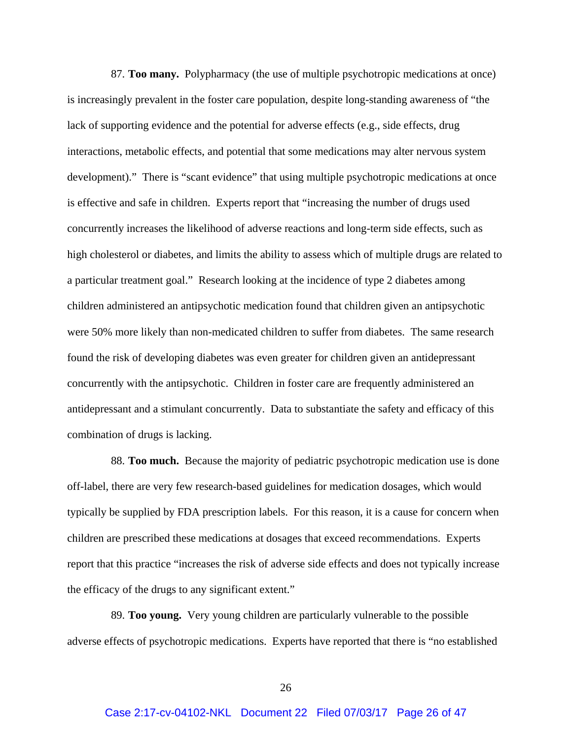87. **Too many.** Polypharmacy (the use of multiple psychotropic medications at once) is increasingly prevalent in the foster care population, despite long-standing awareness of "the lack of supporting evidence and the potential for adverse effects (e.g., side effects, drug interactions, metabolic effects, and potential that some medications may alter nervous system development)." There is "scant evidence" that using multiple psychotropic medications at once is effective and safe in children. Experts report that "increasing the number of drugs used concurrently increases the likelihood of adverse reactions and long-term side effects, such as high cholesterol or diabetes, and limits the ability to assess which of multiple drugs are related to a particular treatment goal." Research looking at the incidence of type 2 diabetes among children administered an antipsychotic medication found that children given an antipsychotic were 50% more likely than non-medicated children to suffer from diabetes. The same research found the risk of developing diabetes was even greater for children given an antidepressant concurrently with the antipsychotic. Children in foster care are frequently administered an antidepressant and a stimulant concurrently. Data to substantiate the safety and efficacy of this combination of drugs is lacking.

88. **Too much.** Because the majority of pediatric psychotropic medication use is done off-label, there are very few research-based guidelines for medication dosages, which would typically be supplied by FDA prescription labels. For this reason, it is a cause for concern when children are prescribed these medications at dosages that exceed recommendations. Experts report that this practice "increases the risk of adverse side effects and does not typically increase the efficacy of the drugs to any significant extent."

89. **Too young.** Very young children are particularly vulnerable to the possible adverse effects of psychotropic medications. Experts have reported that there is "no established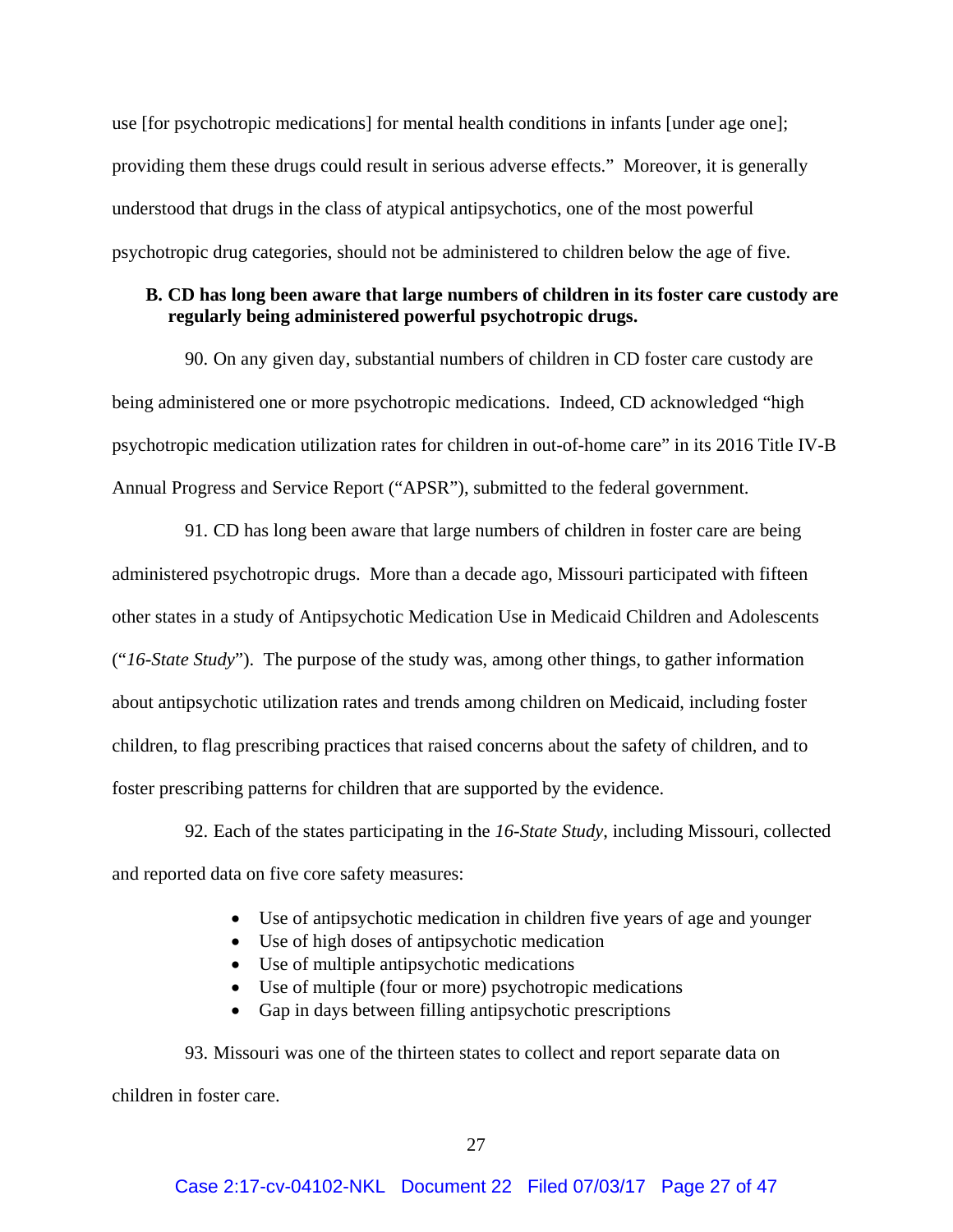use [for psychotropic medications] for mental health conditions in infants [under age one]; providing them these drugs could result in serious adverse effects." Moreover, it is generally understood that drugs in the class of atypical antipsychotics, one of the most powerful psychotropic drug categories, should not be administered to children below the age of five.

### B. CD has long been aware that large numbers of children in its foster care custody are regularly being administered powerful psychotropic drugs.

90. On any given day, substantial numbers of children in CD foster care custody are being administered one or more psychotropic medications. Indeed, CD acknowledged "high psychotropic medication utilization rates for children in out-of-home care" in its 2016 Title IV-B Annual Progress and Service Report ("APSR"), submitted to the federal government.

91. CD has long been aware that large numbers of children in foster care are being administered psychotropic drugs. More than a decade ago, Missouri participated with fifteen other states in a study of Antipsychotic Medication Use in Medicaid Children and Adolescents ("*16-State Study*"). The purpose of the study was, among other things, to gather information about antipsychotic utilization rates and trends among children on Medicaid, including foster children, to flag prescribing practices that raised concerns about the safety of children, and to foster prescribing patterns for children that are supported by the evidence.

92. Each of the states participating in the *16-State Study*, including Missouri, collected and reported data on five core safety measures:

- Use of antipsychotic medication in children five years of age and younger
- Use of high doses of antipsychotic medication
- Use of multiple antipsychotic medications
- Use of multiple (four or more) psychotropic medications
- Gap in days between filling antipsychotic prescriptions

93. Missouri was one of the thirteen states to collect and report separate data on children in foster care.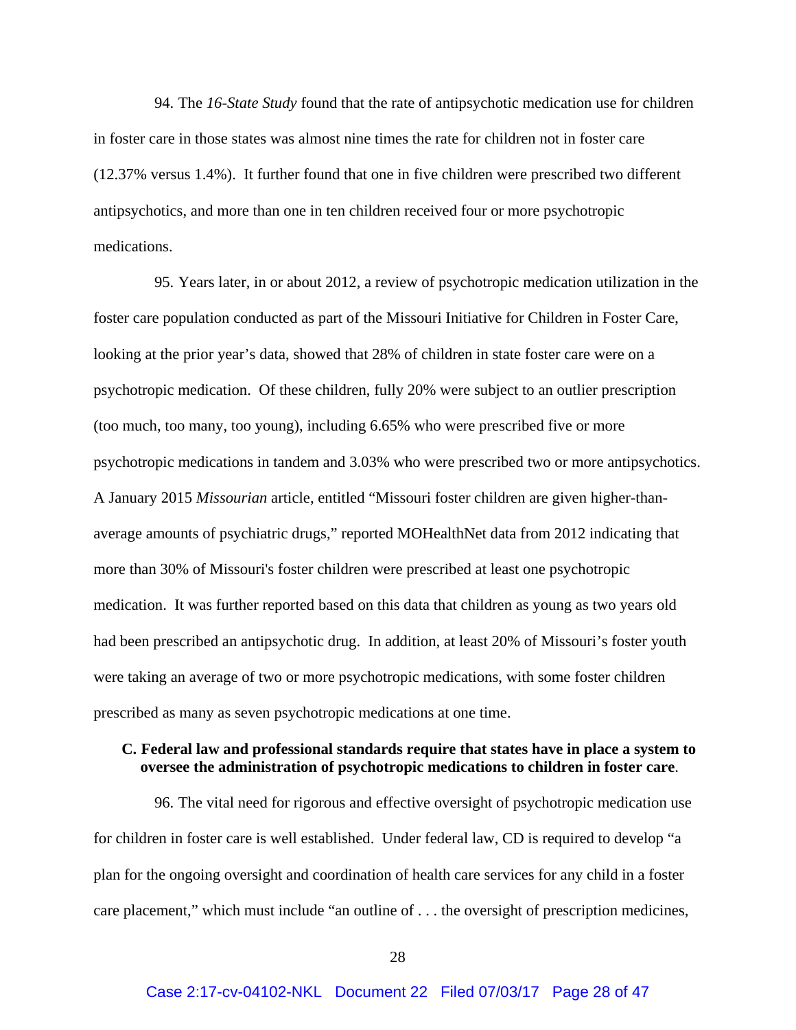94. The *16-State Study* found that the rate of antipsychotic medication use for children in foster care in those states was almost nine times the rate for children not in foster care (12.37% versus 1.4%). It further found that one in five children were prescribed two different antipsychotics, and more than one in ten children received four or more psychotropic medications.

95. Years later, in or about 2012, a review of psychotropic medication utilization in the foster care population conducted as part of the Missouri Initiative for Children in Foster Care, looking at the prior year's data, showed that 28% of children in state foster care were on a psychotropic medication. Of these children, fully 20% were subject to an outlier prescription (too much, too many, too young), including 6.65% who were prescribed five or more psychotropic medications in tandem and 3.03% who were prescribed two or more antipsychotics. A January 2015 *Missourian* article, entitled "Missouri foster children are given higher-than-average amounts of psychiatric drugs," reported MOHealthNet data from 2012 indicating that more than 30% of Missouri's foster children were prescribed at least one psychotropic medication. It was further reported based on this data that children as young as two years old had been prescribed an antipsychotic drug. In addition, at least 20% of Missouri's foster youth were taking an average of two or more psychotropic medications, with some foster children prescribed as many as seven psychotropic medications at one time.

### C. Federal law and professional standards require that states have in place a system to oversee the administration of psychotropic medications to children in foster care.

96. The vital need for rigorous and effective oversight of psychotropic medication use for children in foster care is well established. Under federal law, CD is required to develop "a plan for the ongoing oversight and coordination of health care services for any child in a foster care placement," which must include "an outline of . . . the oversight of prescription medicines,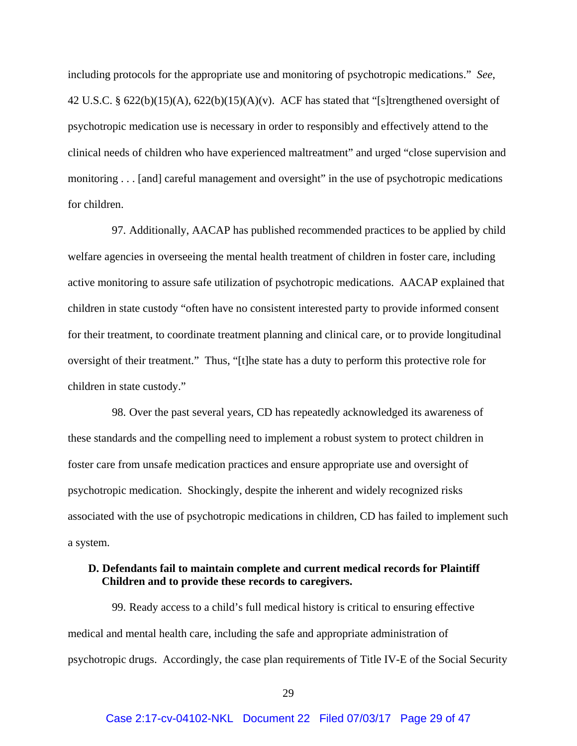including protocols for the appropriate use and monitoring of psychotropic medications." *See*, 42 U.S.C. § 622(b)(15)(A), 622(b)(15)(A)(v). ACF has stated that "[s]trengthened oversight of psychotropic medication use is necessary in order to responsibly and effectively attend to the clinical needs of children who have experienced maltreatment" and urged "close supervision and monitoring . . . [and] careful management and oversight" in the use of psychotropic medications for children.

97. Additionally, AACAP has published recommended practices to be applied by child welfare agencies in overseeing the mental health treatment of children in foster care, including active monitoring to assure safe utilization of psychotropic medications. AACAP explained that children in state custody "often have no consistent interested party to provide informed consent for their treatment, to coordinate treatment planning and clinical care, or to provide longitudinal oversight of their treatment." Thus, "[t]he state has a duty to perform this protective role for children in state custody."

98. Over the past several years, CD has repeatedly acknowledged its awareness of these standards and the compelling need to implement a robust system to protect children in foster care from unsafe medication practices and ensure appropriate use and oversight of psychotropic medication. Shockingly, despite the inherent and widely recognized risks associated with the use of psychotropic medications in children, CD has failed to implement such a system.

**D. Defendants fail to maintain complete and current medical records for Plaintiff Children and to provide these records to caregivers.**

99. Ready access to a child's full medical history is critical to ensuring effective medical and mental health care, including the safe and appropriate administration of psychotropic drugs. Accordingly, the case plan requirements of Title IV-E of the Social Security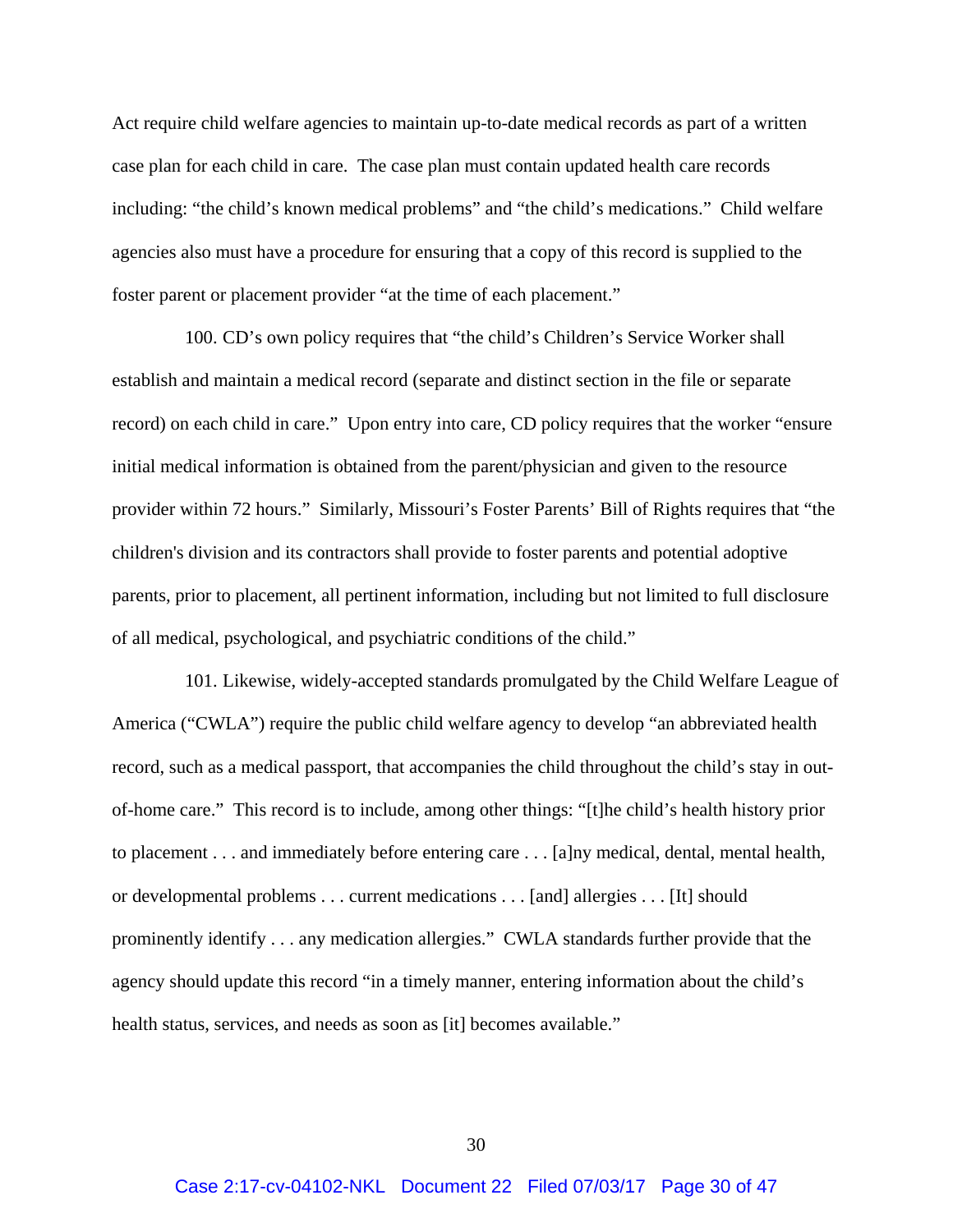Act require child welfare agencies to maintain up-to-date medical records as part of a written case plan for each child in care. The case plan must contain updated health care records including: "the child's known medical problems" and "the child's medications." Child welfare agencies also must have a procedure for ensuring that a copy of this record is supplied to the foster parent or placement provider "at the time of each placement."

100. CD's own policy requires that "the child's Children's Service Worker shall establish and maintain a medical record (separate and distinct section in the file or separate record) on each child in care." Upon entry into care, CD policy requires that the worker "ensure initial medical information is obtained from the parent/physician and given to the resource provider within 72 hours." Similarly, Missouri's Foster Parents' Bill of Rights requires that "the children's division and its contractors shall provide to foster parents and potential adoptive parents, prior to placement, all pertinent information, including but not limited to full disclosure of all medical, psychological, and psychiatric conditions of the child."

101. Likewise, widely-accepted standards promulgated by the Child Welfare League of America ("CWLA") require the public child welfare agency to develop "an abbreviated health record, such as a medical passport, that accompanies the child throughout the child's stay in out-of-home care." This record is to include, among other things: "[t]he child's health history prior to placement . . . and immediately before entering care . . . [a]ny medical, dental, mental health, or developmental problems . . . current medications . . . [and] allergies . . . [It] should prominently identify . . . any medication allergies." CWLA standards further provide that the agency should update this record "in a timely manner, entering information about the child's health status, services, and needs as soon as [it] becomes available."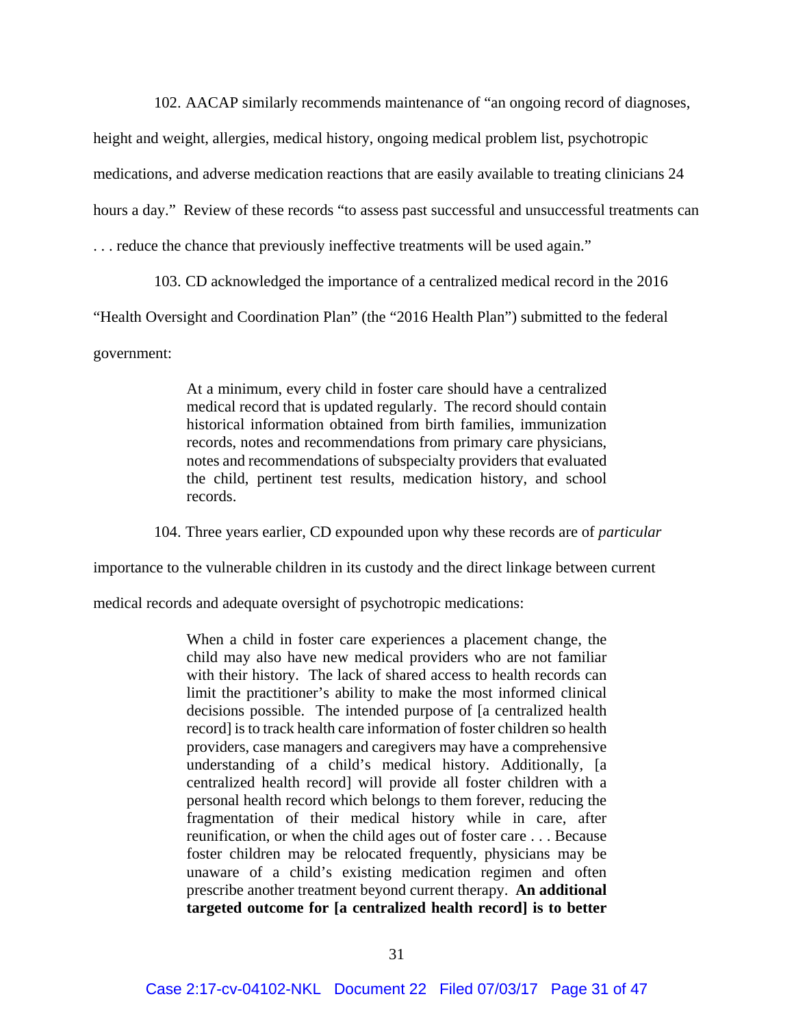102. AACAP similarly recommends maintenance of "an ongoing record of diagnoses, height and weight, allergies, medical history, ongoing medical problem list, psychotropic medications, and adverse medication reactions that are easily available to treating clinicians 24 hours a day." Review of these records "to assess past successful and unsuccessful treatments can . . . reduce the chance that previously ineffective treatments will be used again."

103. CD acknowledged the importance of a centralized medical record in the 2016 "Health Oversight and Coordination Plan" (the "2016 Health Plan") submitted to the federal government:

> At a minimum, every child in foster care should have a centralized medical record that is updated regularly. The record should contain historical information obtained from birth families, immunization records, notes and recommendations from primary care physicians, notes and recommendations of subspecialty providers that evaluated the child, pertinent test results, medication history, and school records.

104. Three years earlier, CD expounded upon why these records are of *particular* importance to the vulnerable children in its custody and the direct linkage between current medical records and adequate oversight of psychotropic medications:

> When a child in foster care experiences a placement change, the child may also have new medical providers who are not familiar with their history. The lack of shared access to health records can limit the practitioner's ability to make the most informed clinical decisions possible. The intended purpose of [a centralized health record] is to track health care information of foster children so health providers, case managers and caregivers may have a comprehensive understanding of a child's medical history. Additionally, [a centralized health record] will provide all foster children with a personal health record which belongs to them forever, reducing the fragmentation of their medical history while in care, after reunification, or when the child ages out of foster care . . . Because foster children may be relocated frequently, physicians may be unaware of a child's existing medication regimen and often prescribe another treatment beyond current therapy. **An additional targeted outcome for [a centralized health record] is to better**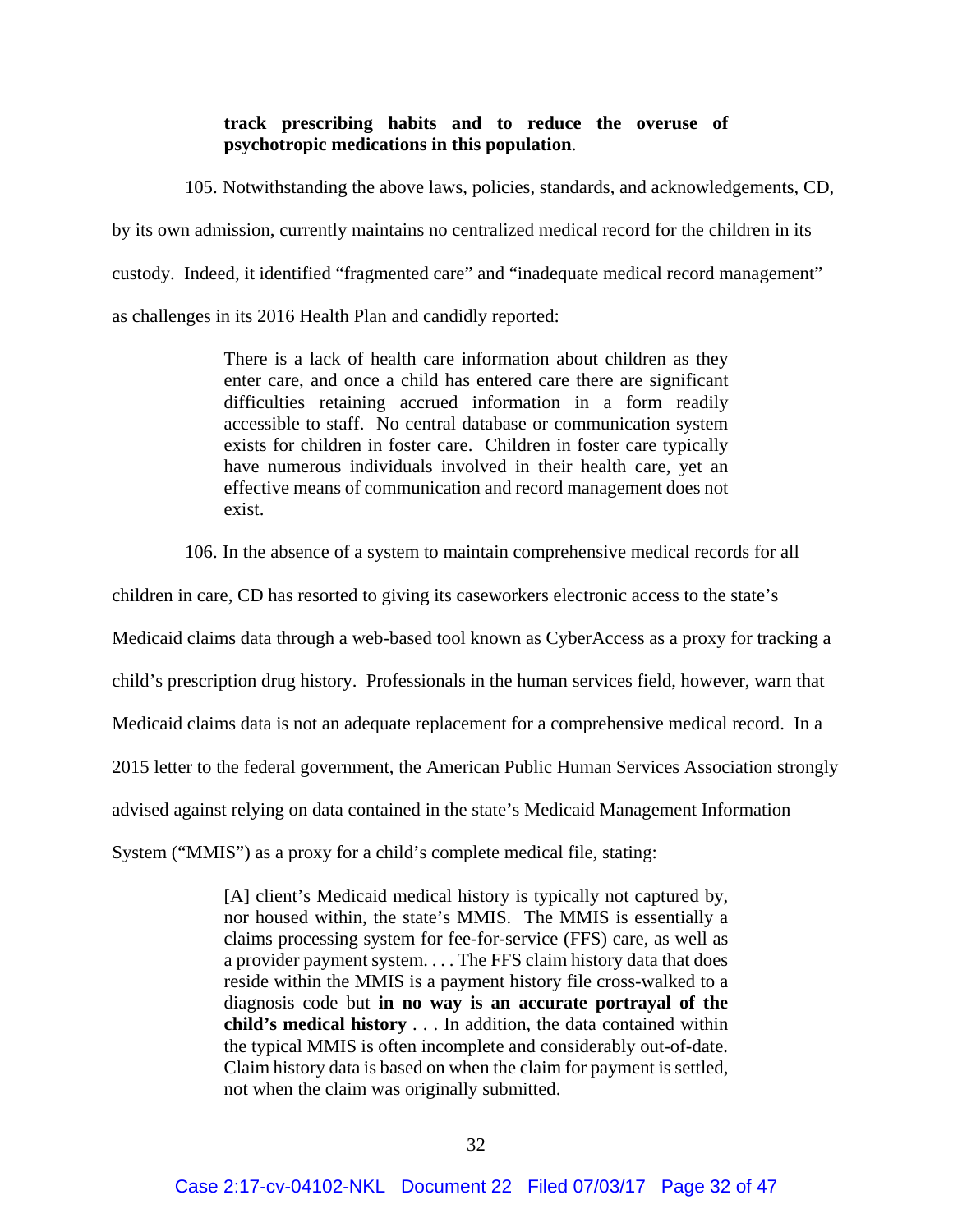> **track prescribing habits and to reduce the overuse of psychotropic medications in this population**.

105. Notwithstanding the above laws, policies, standards, and acknowledgements, CD, by its own admission, currently maintains no centralized medical record for the children in its custody. Indeed, it identified "fragmented care" and "inadequate medical record management" as challenges in its 2016 Health Plan and candidly reported:

> There is a lack of health care information about children as they enter care, and once a child has entered care there are significant difficulties retaining accrued information in a form readily accessible to staff. No central database or communication system exists for children in foster care. Children in foster care typically have numerous individuals involved in their health care, yet an effective means of communication and record management does not exist.

106. In the absence of a system to maintain comprehensive medical records for all children in care, CD has resorted to giving its caseworkers electronic access to the state's Medicaid claims data through a web-based tool known as CyberAccess as a proxy for tracking a child's prescription drug history. Professionals in the human services field, however, warn that Medicaid claims data is not an adequate replacement for a comprehensive medical record. In a 2015 letter to the federal government, the American Public Human Services Association strongly advised against relying on data contained in the state's Medicaid Management Information System ("MMIS") as a proxy for a child's complete medical file, stating:

> [A] client's Medicaid medical history is typically not captured by, nor housed within, the state's MMIS. The MMIS is essentially a claims processing system for fee-for-service (FFS) care, as well as a provider payment system. . . . The FFS claim history data that does reside within the MMIS is a payment history file cross-walked to a diagnosis code but **in no way is an accurate portrayal of the child's medical history** . . . In addition, the data contained within the typical MMIS is often incomplete and considerably out-of-date. Claim history data is based on when the claim for payment is settled, not when the claim was originally submitted.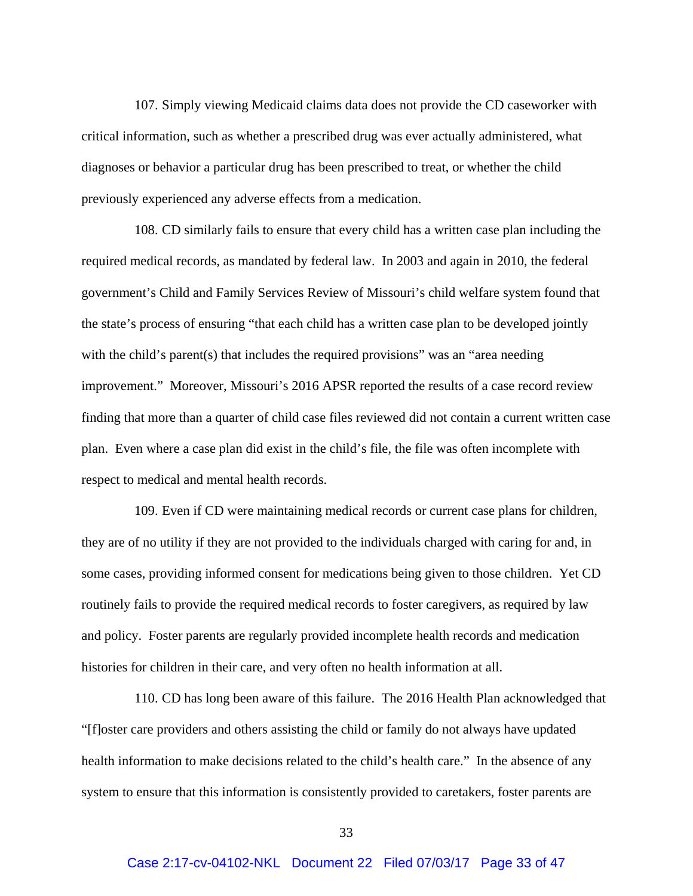107. Simply viewing Medicaid claims data does not provide the CD caseworker with critical information, such as whether a prescribed drug was ever actually administered, what diagnoses or behavior a particular drug has been prescribed to treat, or whether the child previously experienced any adverse effects from a medication.

108. CD similarly fails to ensure that every child has a written case plan including the required medical records, as mandated by federal law. In 2003 and again in 2010, the federal government's Child and Family Services Review of Missouri's child welfare system found that the state's process of ensuring "that each child has a written case plan to be developed jointly with the child's parent(s) that includes the required provisions" was an "area needing improvement." Moreover, Missouri's 2016 APSR reported the results of a case record review finding that more than a quarter of child case files reviewed did not contain a current written case plan. Even where a case plan did exist in the child's file, the file was often incomplete with respect to medical and mental health records.

109. Even if CD were maintaining medical records or current case plans for children, they are of no utility if they are not provided to the individuals charged with caring for and, in some cases, providing informed consent for medications being given to those children. Yet CD routinely fails to provide the required medical records to foster caregivers, as required by law and policy. Foster parents are regularly provided incomplete health records and medication histories for children in their care, and very often no health information at all.

110. CD has long been aware of this failure. The 2016 Health Plan acknowledged that "[f]oster care providers and others assisting the child or family do not always have updated health information to make decisions related to the child's health care." In the absence of any system to ensure that this information is consistently provided to caretakers, foster parents are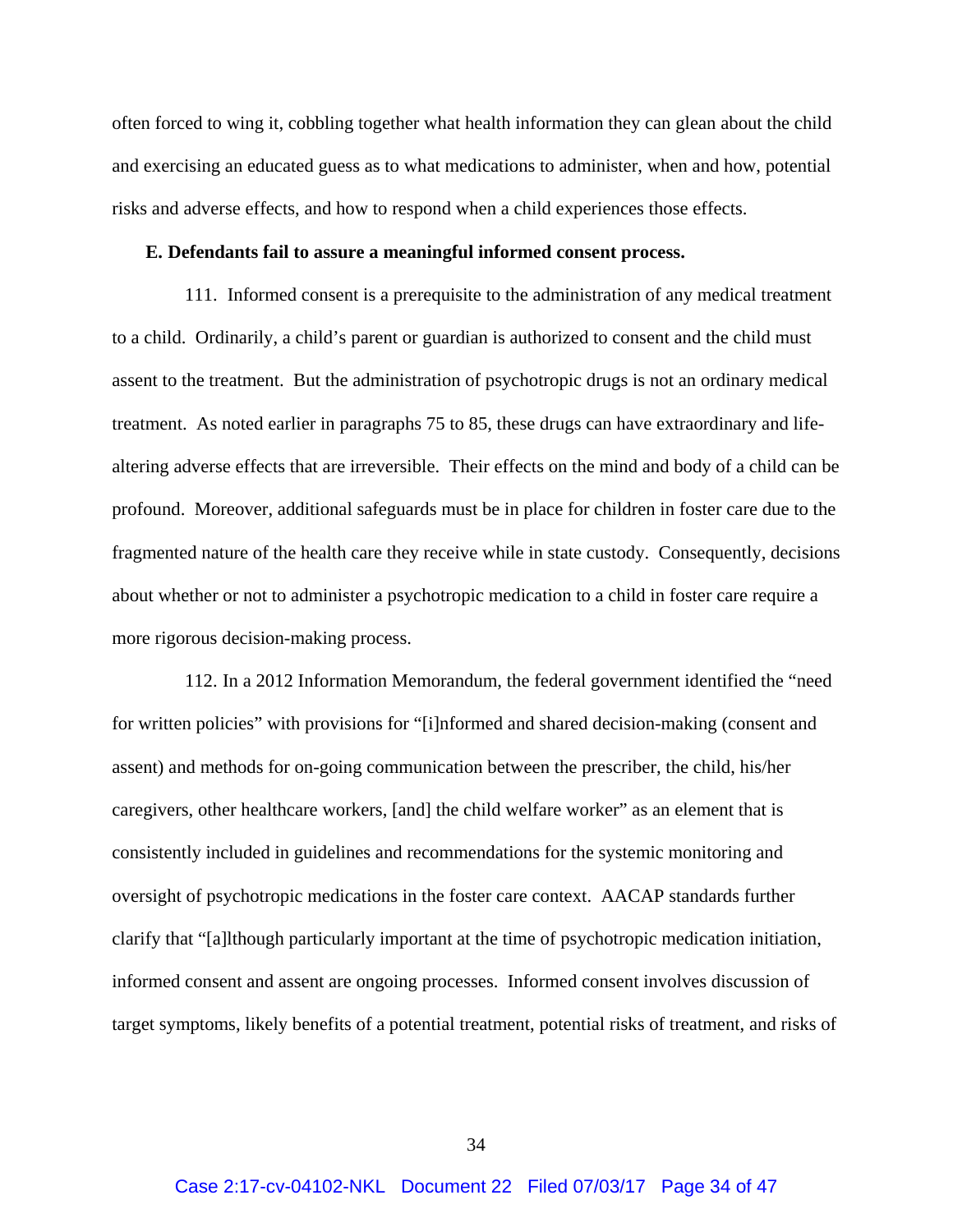often forced to wing it, cobbling together what health information they can glean about the child and exercising an educated guess as to what medications to administer, when and how, potential risks and adverse effects, and how to respond when a child experiences those effects.

**E. Defendants fail to assure a meaningful informed consent process.**

111. Informed consent is a prerequisite to the administration of any medical treatment to a child. Ordinarily, a child's parent or guardian is authorized to consent and the child must assent to the treatment. But the administration of psychotropic drugs is not an ordinary medical treatment. As noted earlier in paragraphs 75 to 85, these drugs can have extraordinary and life-altering adverse effects that are irreversible. Their effects on the mind and body of a child can be profound. Moreover, additional safeguards must be in place for children in foster care due to the fragmented nature of the health care they receive while in state custody. Consequently, decisions about whether or not to administer a psychotropic medication to a child in foster care require a more rigorous decision-making process.

112. In a 2012 Information Memorandum, the federal government identified the "need for written policies" with provisions for "[i]nformed and shared decision-making (consent and assent) and methods for on-going communication between the prescriber, the child, his/her caregivers, other healthcare workers, [and] the child welfare worker" as an element that is consistently included in guidelines and recommendations for the systemic monitoring and oversight of psychotropic medications in the foster care context. AACAP standards further clarify that "[a]lthough particularly important at the time of psychotropic medication initiation, informed consent and assent are ongoing processes. Informed consent involves discussion of target symptoms, likely benefits of a potential treatment, potential risks of treatment, and risks of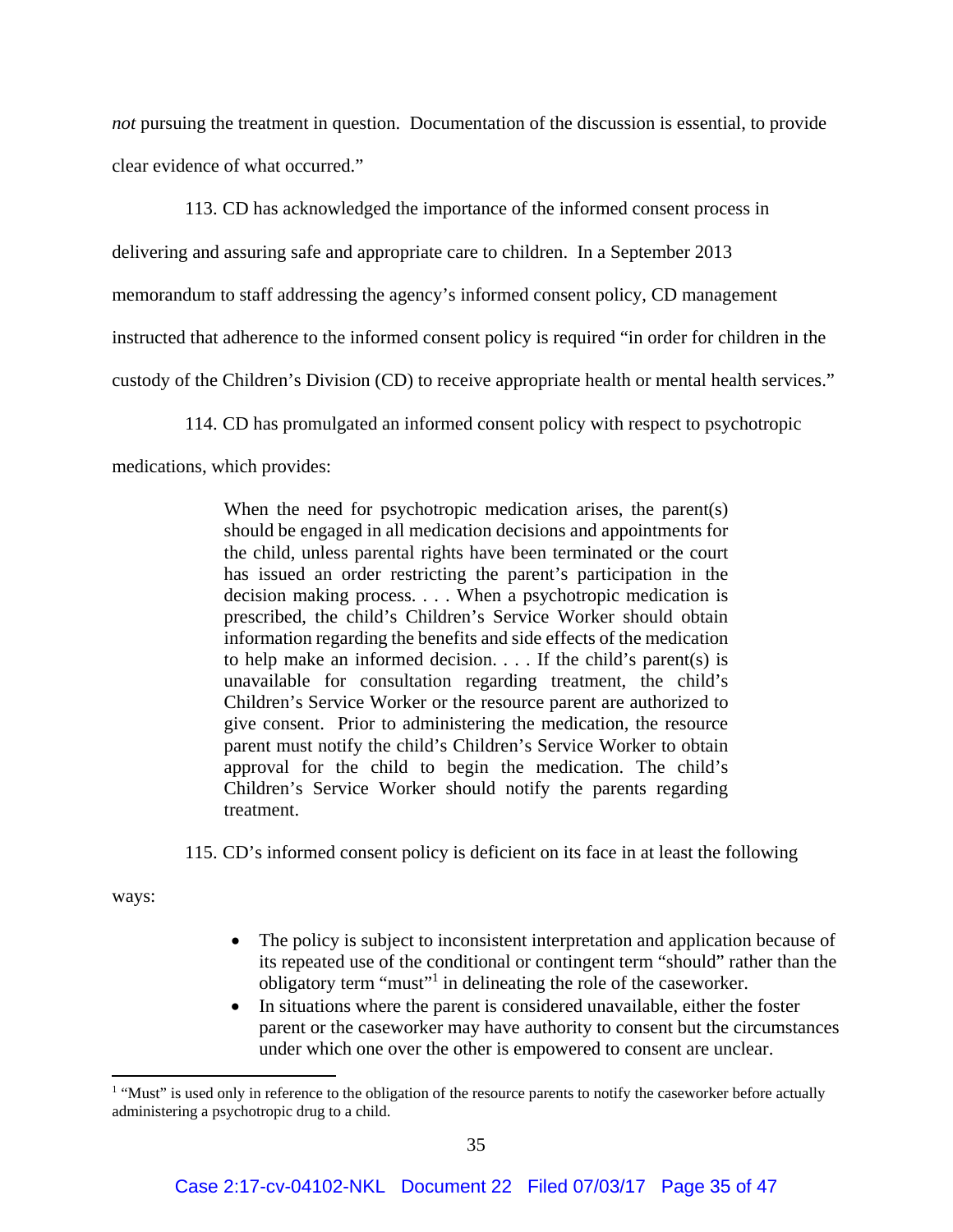*not* pursuing the treatment in question. Documentation of the discussion is essential, to provide clear evidence of what occurred."

113. CD has acknowledged the importance of the informed consent process in delivering and assuring safe and appropriate care to children. In a September 2013 memorandum to staff addressing the agency's informed consent policy, CD management instructed that adherence to the informed consent policy is required "in order for children in the custody of the Children's Division (CD) to receive appropriate health or mental health services."

114. CD has promulgated an informed consent policy with respect to psychotropic medications, which provides:

> When the need for psychotropic medication arises, the parent(s) should be engaged in all medication decisions and appointments for the child, unless parental rights have been terminated or the court has issued an order restricting the parent's participation in the decision making process. . . . When a psychotropic medication is prescribed, the child's Children's Service Worker should obtain information regarding the benefits and side effects of the medication to help make an informed decision. . . . If the child's parent(s) is unavailable for consultation regarding treatment, the child's Children's Service Worker or the resource parent are authorized to give consent. Prior to administering the medication, the resource parent must notify the child's Children's Service Worker to obtain approval for the child to begin the medication. The child's Children's Service Worker should notify the parents regarding treatment.

115. CD's informed consent policy is deficient on its face in at least the following ways:

- The policy is subject to inconsistent interpretation and application because of its repeated use of the conditional or contingent term "should" rather than the obligatory term "must"[1] in delineating the role of the caseworker.
- In situations where the parent is considered unavailable, either the foster parent or the caseworker may have authority to consent but the circumstances under which one over the other is empowered to consent are unclear.

---

[1] "Must" is used only in reference to the obligation of the resource parents to notify the caseworker before actually administering a psychotropic drug to a child.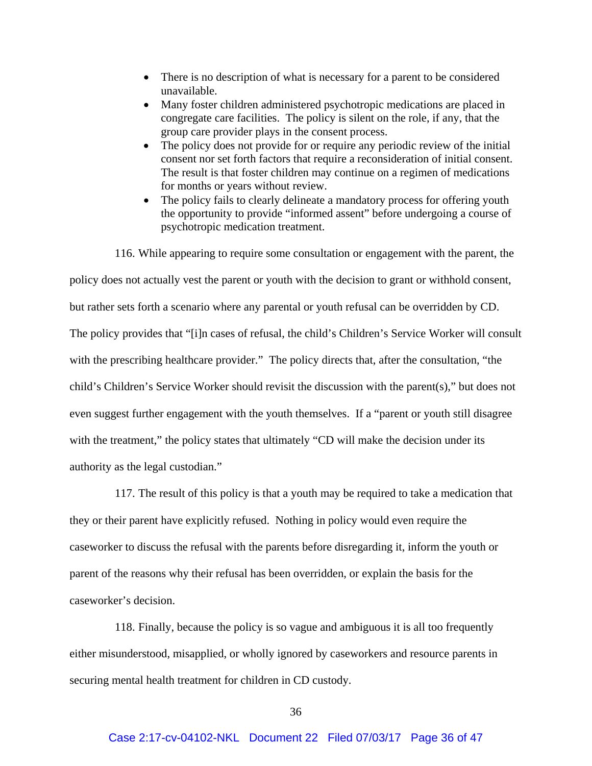- There is no description of what is necessary for a parent to be considered unavailable.
- Many foster children administered psychotropic medications are placed in congregate care facilities. The policy is silent on the role, if any, that the group care provider plays in the consent process.
- The policy does not provide for or require any periodic review of the initial consent nor set forth factors that require a reconsideration of initial consent. The result is that foster children may continue on a regimen of medications for months or years without review.
- The policy fails to clearly delineate a mandatory process for offering youth the opportunity to provide "informed assent" before undergoing a course of psychotropic medication treatment.

116. While appearing to require some consultation or engagement with the parent, the policy does not actually vest the parent or youth with the decision to grant or withhold consent, but rather sets forth a scenario where any parental or youth refusal can be overridden by CD. The policy provides that "[i]n cases of refusal, the child's Children's Service Worker will consult with the prescribing healthcare provider." The policy directs that, after the consultation, "the child's Children's Service Worker should revisit the discussion with the parent(s)," but does not even suggest further engagement with the youth themselves. If a "parent or youth still disagree with the treatment," the policy states that ultimately "CD will make the decision under its authority as the legal custodian."

117. The result of this policy is that a youth may be required to take a medication that they or their parent have explicitly refused. Nothing in policy would even require the caseworker to discuss the refusal with the parents before disregarding it, inform the youth or parent of the reasons why their refusal has been overridden, or explain the basis for the caseworker's decision.

118. Finally, because the policy is so vague and ambiguous it is all too frequently either misunderstood, misapplied, or wholly ignored by caseworkers and resource parents in securing mental health treatment for children in CD custody.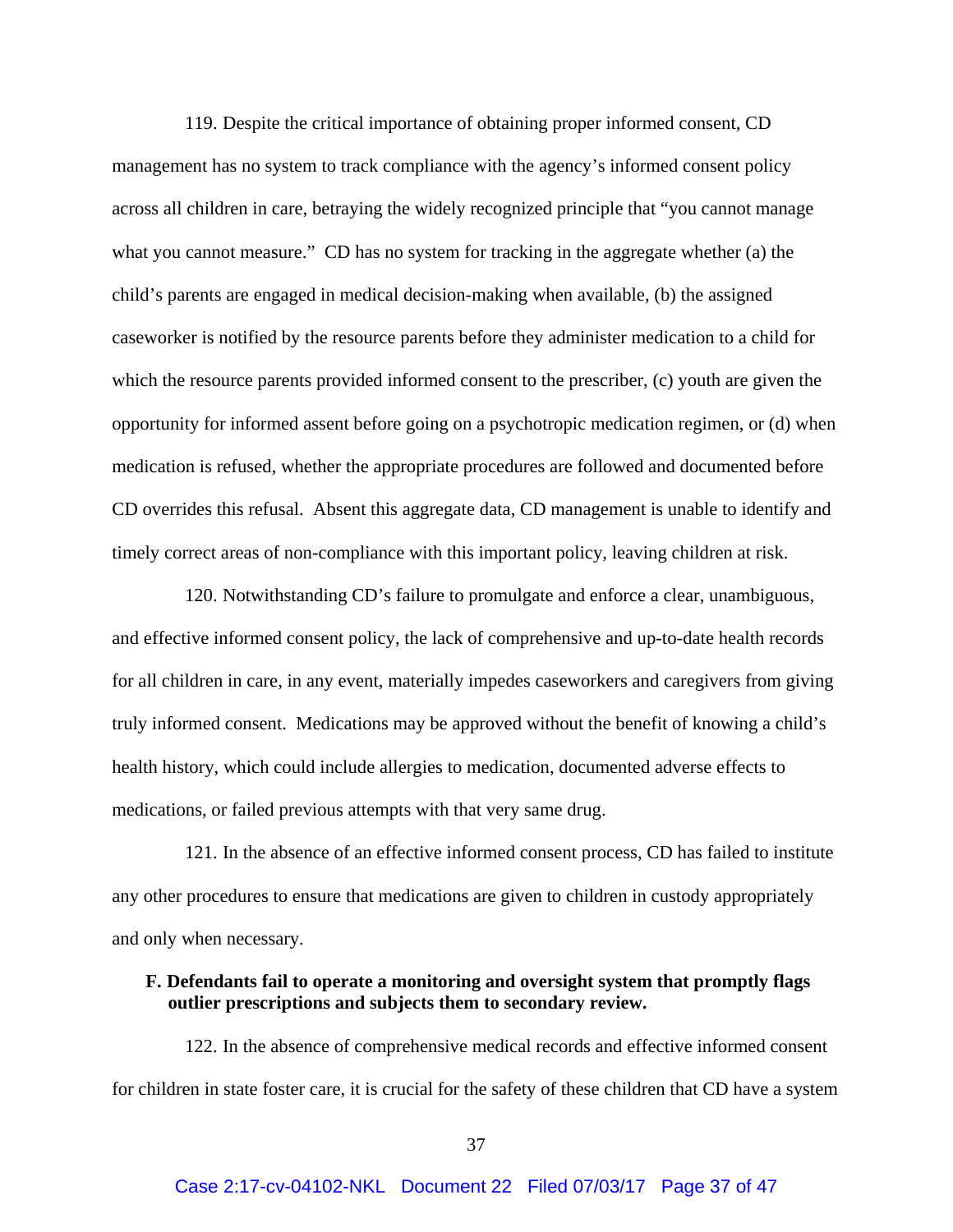119. Despite the critical importance of obtaining proper informed consent, CD management has no system to track compliance with the agency's informed consent policy across all children in care, betraying the widely recognized principle that "you cannot manage what you cannot measure." CD has no system for tracking in the aggregate whether (a) the child's parents are engaged in medical decision-making when available, (b) the assigned caseworker is notified by the resource parents before they administer medication to a child for which the resource parents provided informed consent to the prescriber, (c) youth are given the opportunity for informed assent before going on a psychotropic medication regimen, or (d) when medication is refused, whether the appropriate procedures are followed and documented before CD overrides this refusal. Absent this aggregate data, CD management is unable to identify and timely correct areas of non-compliance with this important policy, leaving children at risk.

120. Notwithstanding CD's failure to promulgate and enforce a clear, unambiguous, and effective informed consent policy, the lack of comprehensive and up-to-date health records for all children in care, in any event, materially impedes caseworkers and caregivers from giving truly informed consent. Medications may be approved without the benefit of knowing a child's health history, which could include allergies to medication, documented adverse effects to medications, or failed previous attempts with that very same drug.

121. In the absence of an effective informed consent process, CD has failed to institute any other procedures to ensure that medications are given to children in custody appropriately and only when necessary.

**F. Defendants fail to operate a monitoring and oversight system that promptly flags outlier prescriptions and subjects them to secondary review.**

122. In the absence of comprehensive medical records and effective informed consent for children in state foster care, it is crucial for the safety of these children that CD have a system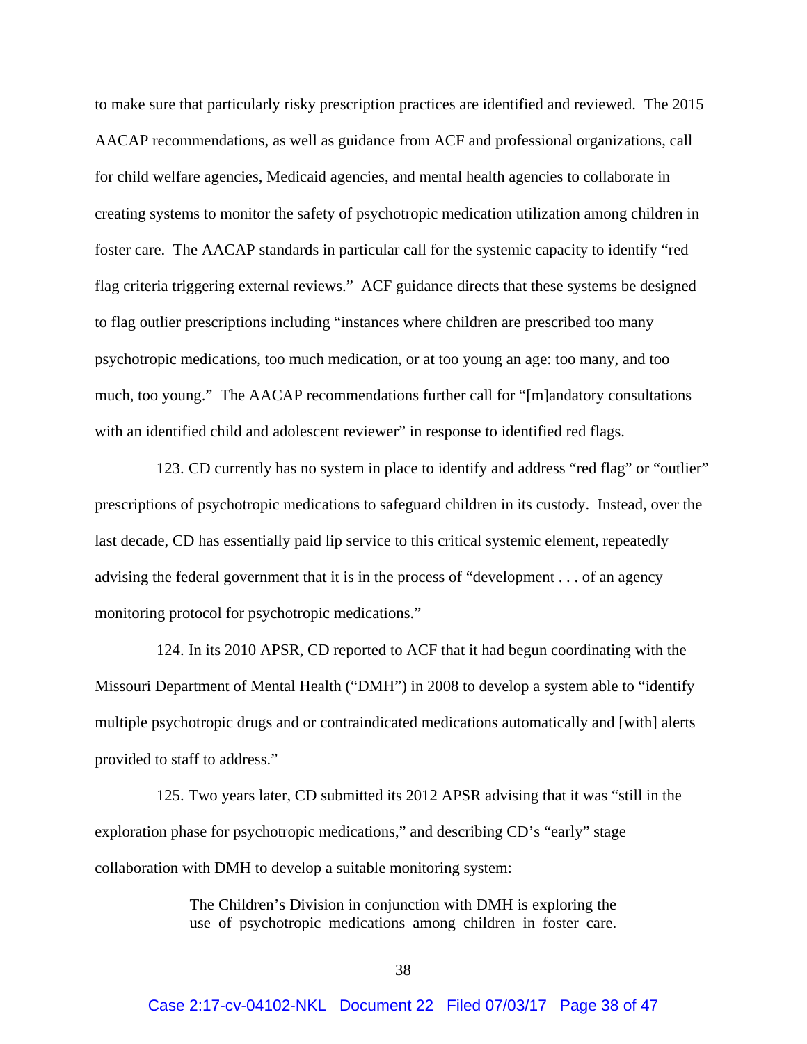to make sure that particularly risky prescription practices are identified and reviewed. The 2015 AACAP recommendations, as well as guidance from ACF and professional organizations, call for child welfare agencies, Medicaid agencies, and mental health agencies to collaborate in creating systems to monitor the safety of psychotropic medication utilization among children in foster care. The AACAP standards in particular call for the systemic capacity to identify "red flag criteria triggering external reviews." ACF guidance directs that these systems be designed to flag outlier prescriptions including "instances where children are prescribed too many psychotropic medications, too much medication, or at too young an age: too many, and too much, too young." The AACAP recommendations further call for "[m]andatory consultations with an identified child and adolescent reviewer" in response to identified red flags.

123. CD currently has no system in place to identify and address "red flag" or "outlier" prescriptions of psychotropic medications to safeguard children in its custody. Instead, over the last decade, CD has essentially paid lip service to this critical systemic element, repeatedly advising the federal government that it is in the process of "development . . . of an agency monitoring protocol for psychotropic medications."

124. In its 2010 APSR, CD reported to ACF that it had begun coordinating with the Missouri Department of Mental Health ("DMH") in 2008 to develop a system able to "identify multiple psychotropic drugs and or contraindicated medications automatically and [with] alerts provided to staff to address."

125. Two years later, CD submitted its 2012 APSR advising that it was "still in the exploration phase for psychotropic medications," and describing CD's "early" stage collaboration with DMH to develop a suitable monitoring system:

> The Children's Division in conjunction with DMH is exploring the use of psychotropic medications among children in foster care.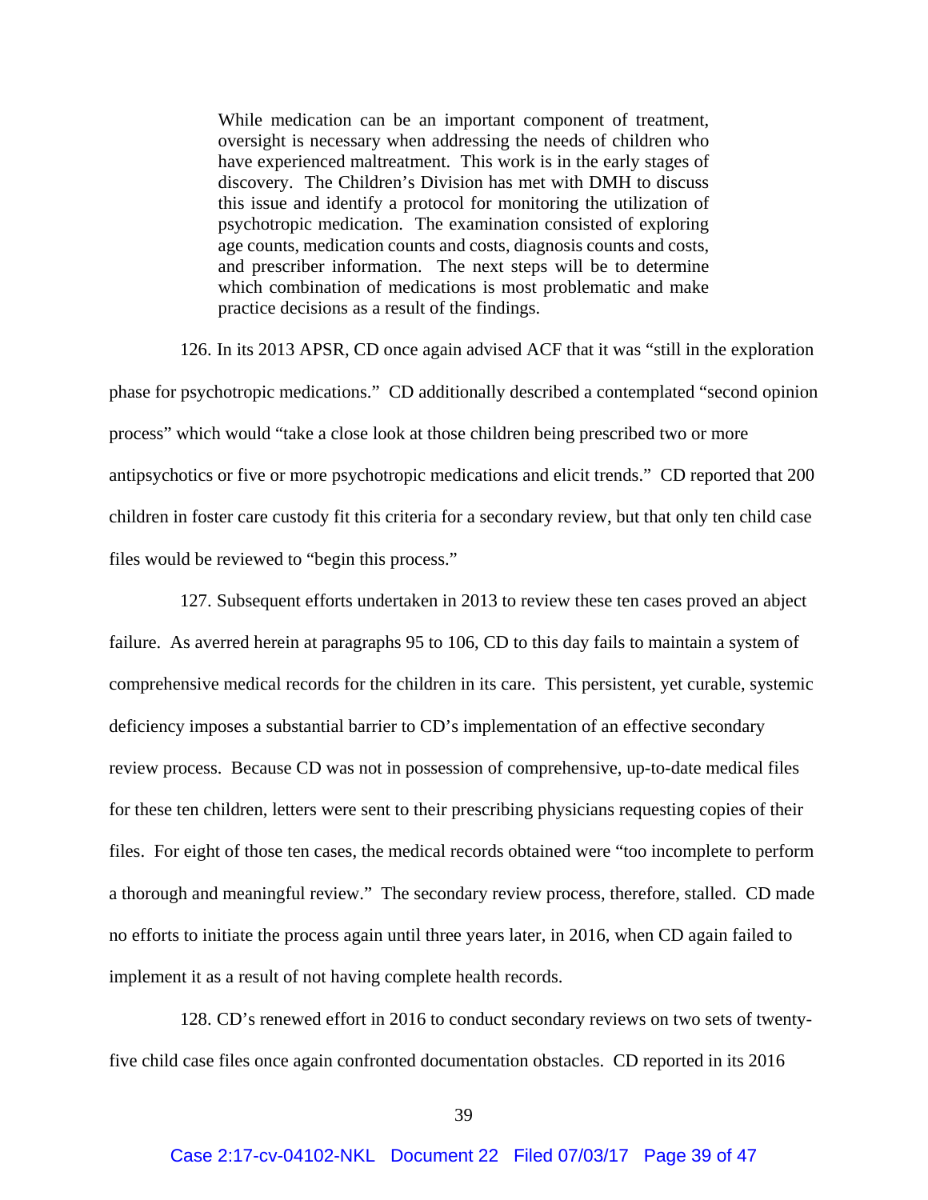> While medication can be an important component of treatment, oversight is necessary when addressing the needs of children who have experienced maltreatment. This work is in the early stages of discovery. The Children's Division has met with DMH to discuss this issue and identify a protocol for monitoring the utilization of psychotropic medication. The examination consisted of exploring age counts, medication counts and costs, diagnosis counts and costs, and prescriber information. The next steps will be to determine which combination of medications is most problematic and make practice decisions as a result of the findings.

126. In its 2013 APSR, CD once again advised ACF that it was "still in the exploration phase for psychotropic medications." CD additionally described a contemplated "second opinion process" which would "take a close look at those children being prescribed two or more antipsychotics or five or more psychotropic medications and elicit trends." CD reported that 200 children in foster care custody fit this criteria for a secondary review, but that only ten child case files would be reviewed to "begin this process."

127. Subsequent efforts undertaken in 2013 to review these ten cases proved an abject failure. As averred herein at paragraphs 95 to 106, CD to this day fails to maintain a system of comprehensive medical records for the children in its care. This persistent, yet curable, systemic deficiency imposes a substantial barrier to CD's implementation of an effective secondary review process. Because CD was not in possession of comprehensive, up-to-date medical files for these ten children, letters were sent to their prescribing physicians requesting copies of their files. For eight of those ten cases, the medical records obtained were "too incomplete to perform a thorough and meaningful review." The secondary review process, therefore, stalled. CD made no efforts to initiate the process again until three years later, in 2016, when CD again failed to implement it as a result of not having complete health records.

128. CD's renewed effort in 2016 to conduct secondary reviews on two sets of twenty-five child case files once again confronted documentation obstacles. CD reported in its 2016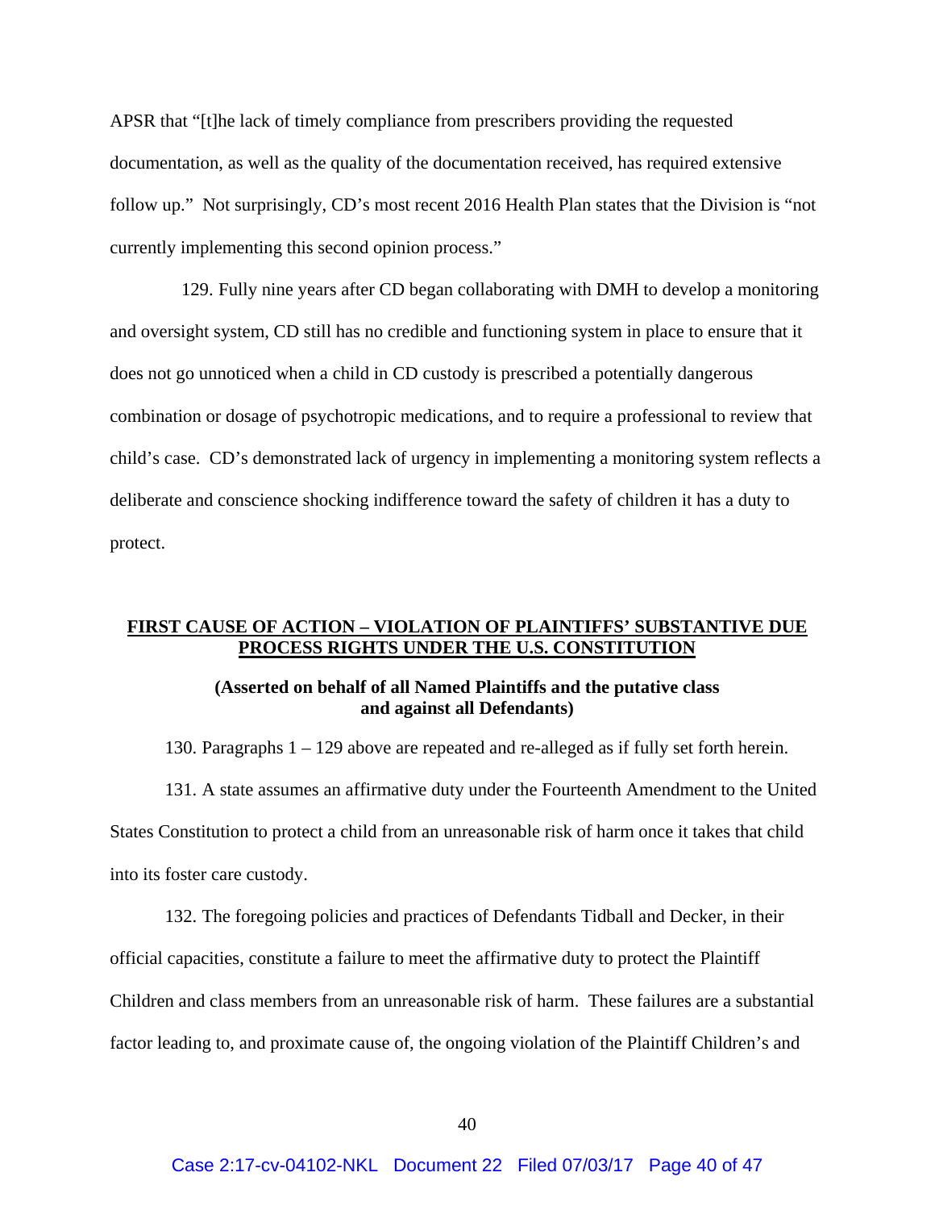APSR that "[t]he lack of timely compliance from prescribers providing the requested documentation, as well as the quality of the documentation received, has required extensive follow up." Not surprisingly, CD's most recent 2016 Health Plan states that the Division is "not currently implementing this second opinion process."

129. Fully nine years after CD began collaborating with DMH to develop a monitoring and oversight system, CD still has no credible and functioning system in place to ensure that it does not go unnoticed when a child in CD custody is prescribed a potentially dangerous combination or dosage of psychotropic medications, and to require a professional to review that child's case. CD's demonstrated lack of urgency in implementing a monitoring system reflects a deliberate and conscience shocking indifference toward the safety of children it has a duty to protect.

## FIRST CAUSE OF ACTION – VIOLATION OF PLAINTIFFS' SUBSTANTIVE DUE PROCESS RIGHTS UNDER THE U.S. CONSTITUTION

**(Asserted on behalf of all Named Plaintiffs and the putative class and against all Defendants)**

130. Paragraphs 1 – 129 above are repeated and re-alleged as if fully set forth herein.

131. A state assumes an affirmative duty under the Fourteenth Amendment to the United States Constitution to protect a child from an unreasonable risk of harm once it takes that child into its foster care custody.

132. The foregoing policies and practices of Defendants Tidball and Decker, in their official capacities, constitute a failure to meet the affirmative duty to protect the Plaintiff Children and class members from an unreasonable risk of harm. These failures are a substantial factor leading to, and proximate cause of, the ongoing violation of the Plaintiff Children's and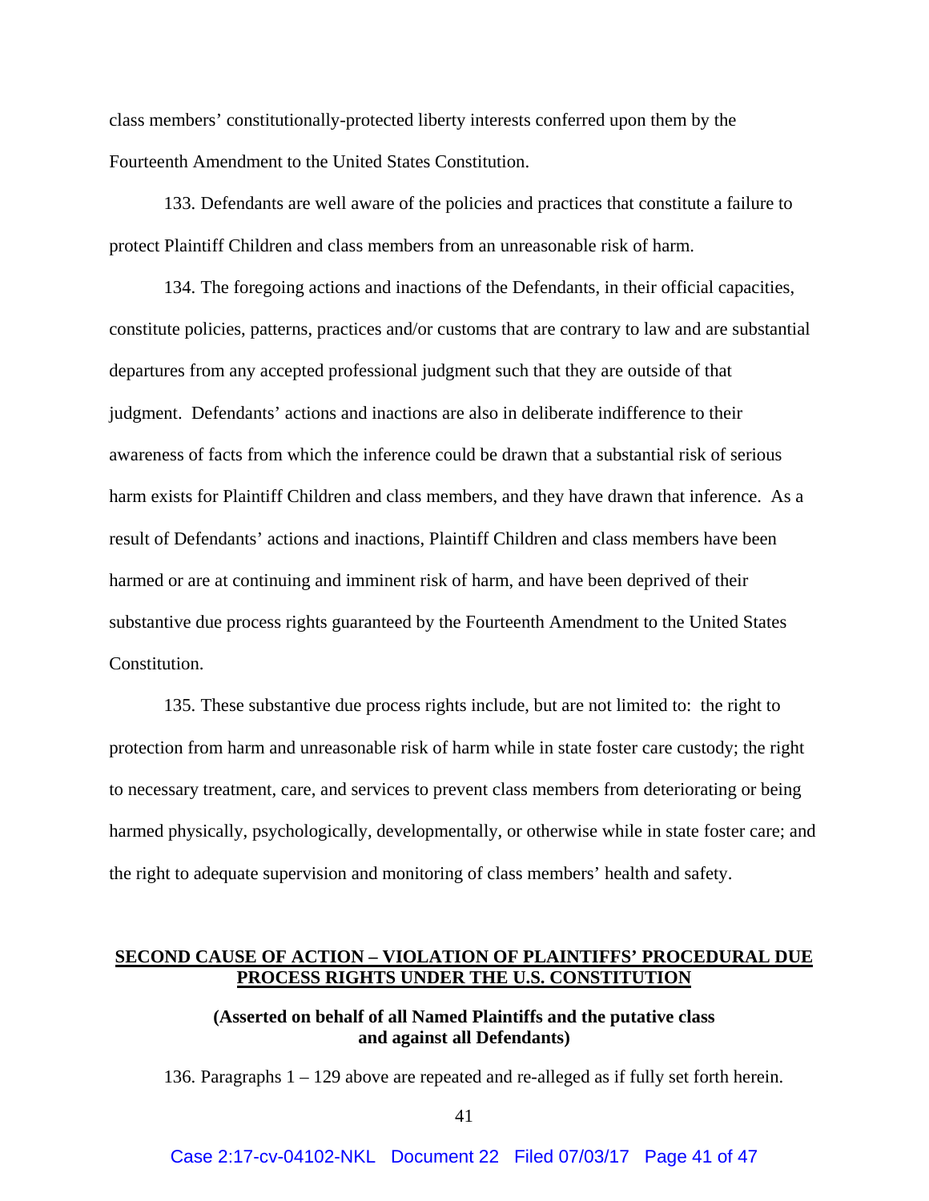class members' constitutionally-protected liberty interests conferred upon them by the Fourteenth Amendment to the United States Constitution.

133. Defendants are well aware of the policies and practices that constitute a failure to protect Plaintiff Children and class members from an unreasonable risk of harm.

134. The foregoing actions and inactions of the Defendants, in their official capacities, constitute policies, patterns, practices and/or customs that are contrary to law and are substantial departures from any accepted professional judgment such that they are outside of that judgment. Defendants' actions and inactions are also in deliberate indifference to their awareness of facts from which the inference could be drawn that a substantial risk of serious harm exists for Plaintiff Children and class members, and they have drawn that inference. As a result of Defendants' actions and inactions, Plaintiff Children and class members have been harmed or are at continuing and imminent risk of harm, and have been deprived of their substantive due process rights guaranteed by the Fourteenth Amendment to the United States Constitution.

135. These substantive due process rights include, but are not limited to: the right to protection from harm and unreasonable risk of harm while in state foster care custody; the right to necessary treatment, care, and services to prevent class members from deteriorating or being harmed physically, psychologically, developmentally, or otherwise while in state foster care; and the right to adequate supervision and monitoring of class members' health and safety.

## SECOND CAUSE OF ACTION – VIOLATION OF PLAINTIFFS' PROCEDURAL DUE PROCESS RIGHTS UNDER THE U.S. CONSTITUTION

**(Asserted on behalf of all Named Plaintiffs and the putative class and against all Defendants)**

136. Paragraphs 1 – 129 above are repeated and re-alleged as if fully set forth herein.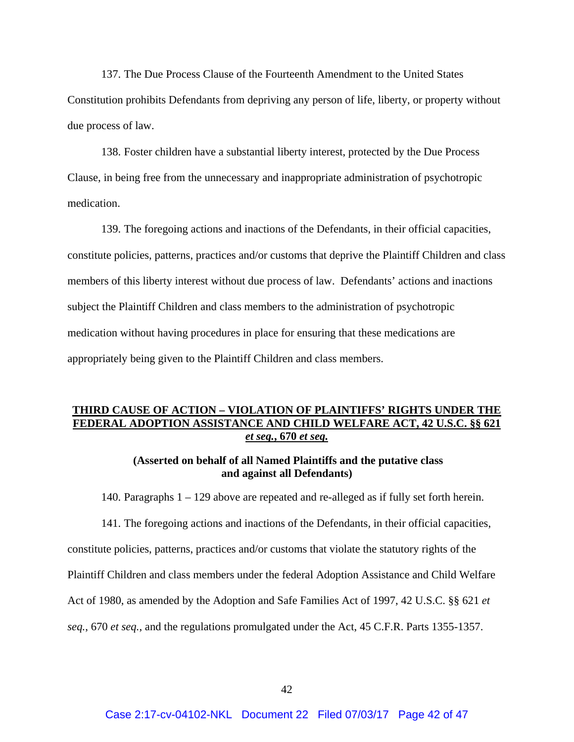137. The Due Process Clause of the Fourteenth Amendment to the United States Constitution prohibits Defendants from depriving any person of life, liberty, or property without due process of law.

138. Foster children have a substantial liberty interest, protected by the Due Process Clause, in being free from the unnecessary and inappropriate administration of psychotropic medication.

139. The foregoing actions and inactions of the Defendants, in their official capacities, constitute policies, patterns, practices and/or customs that deprive the Plaintiff Children and class members of this liberty interest without due process of law. Defendants' actions and inactions subject the Plaintiff Children and class members to the administration of psychotropic medication without having procedures in place for ensuring that these medications are appropriately being given to the Plaintiff Children and class members.

## THIRD CAUSE OF ACTION – VIOLATION OF PLAINTIFFS' RIGHTS UNDER THE FEDERAL ADOPTION ASSISTANCE AND CHILD WELFARE ACT, 42 U.S.C. §§ 621 *et seq.*, 670 *et seq.*

**(Asserted on behalf of all Named Plaintiffs and the putative class and against all Defendants)**

140. Paragraphs 1 – 129 above are repeated and re-alleged as if fully set forth herein.

141. The foregoing actions and inactions of the Defendants, in their official capacities, constitute policies, patterns, practices and/or customs that violate the statutory rights of the Plaintiff Children and class members under the federal Adoption Assistance and Child Welfare Act of 1980, as amended by the Adoption and Safe Families Act of 1997, 42 U.S.C. §§ 621 *et seq.*, 670 *et seq.*, and the regulations promulgated under the Act, 45 C.F.R. Parts 1355-1357.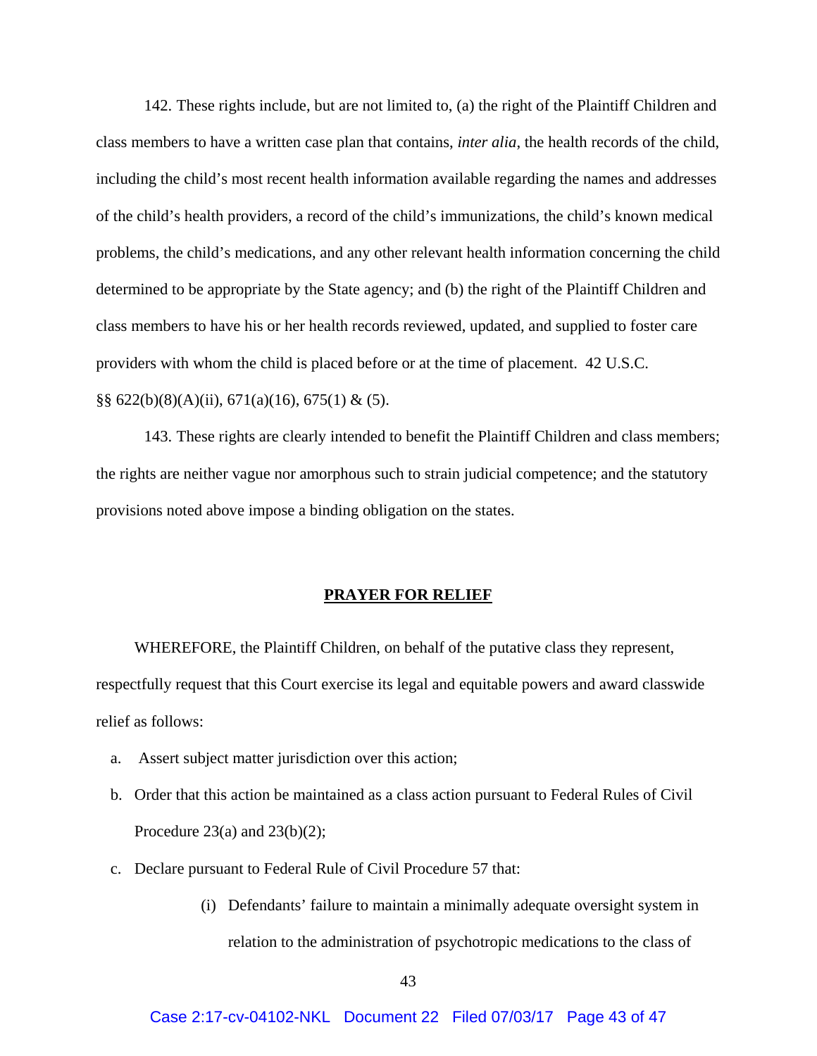142. These rights include, but are not limited to, (a) the right of the Plaintiff Children and class members to have a written case plan that contains, *inter alia*, the health records of the child, including the child's most recent health information available regarding the names and addresses of the child's health providers, a record of the child's immunizations, the child's known medical problems, the child's medications, and any other relevant health information concerning the child determined to be appropriate by the State agency; and (b) the right of the Plaintiff Children and class members to have his or her health records reviewed, updated, and supplied to foster care providers with whom the child is placed before or at the time of placement. 42 U.S.C. §§ 622(b)(8)(A)(ii), 671(a)(16), 675(1) & (5).

143. These rights are clearly intended to benefit the Plaintiff Children and class members; the rights are neither vague nor amorphous such to strain judicial competence; and the statutory provisions noted above impose a binding obligation on the states.

## **PRAYER FOR RELIEF**

WHEREFORE, the Plaintiff Children, on behalf of the putative class they represent, respectfully request that this Court exercise its legal and equitable powers and award classwide relief as follows:

a. Assert subject matter jurisdiction over this action;

b. Order that this action be maintained as a class action pursuant to Federal Rules of Civil Procedure 23(a) and 23(b)(2);

c. Declare pursuant to Federal Rule of Civil Procedure 57 that:

   (i) Defendants' failure to maintain a minimally adequate oversight system in relation to the administration of psychotropic medications to the class of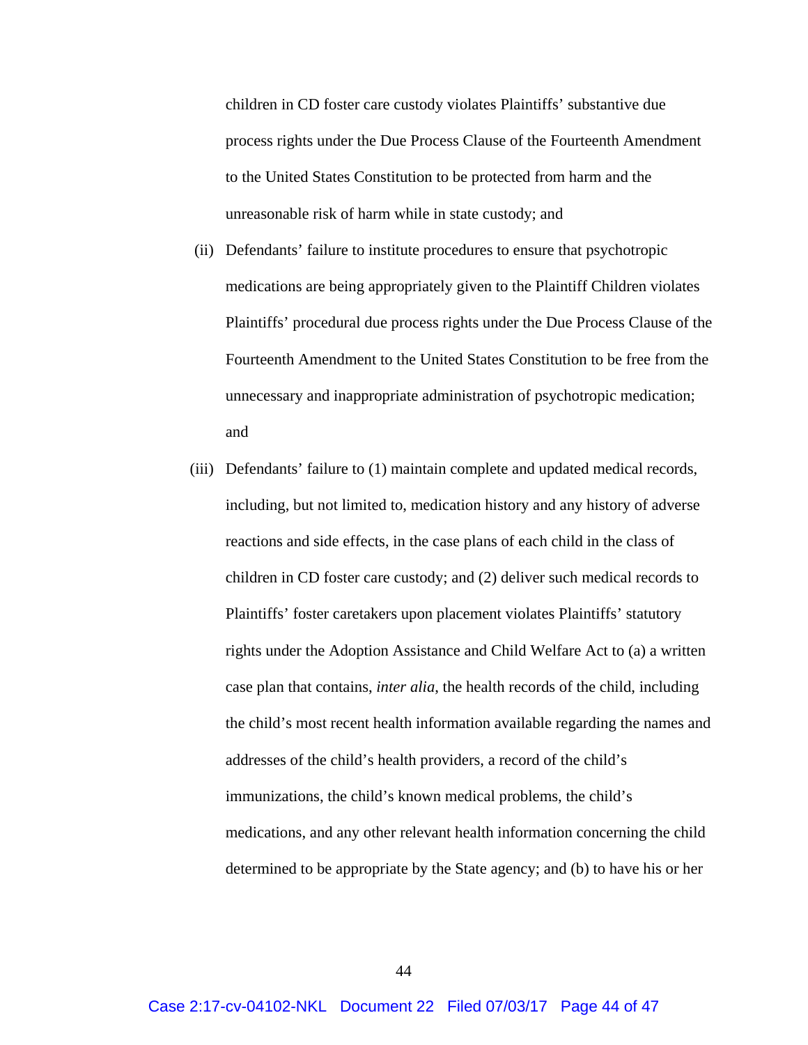children in CD foster care custody violates Plaintiffs' substantive due process rights under the Due Process Clause of the Fourteenth Amendment to the United States Constitution to be protected from harm and the unreasonable risk of harm while in state custody; and

(ii) Defendants' failure to institute procedures to ensure that psychotropic medications are being appropriately given to the Plaintiff Children violates Plaintiffs' procedural due process rights under the Due Process Clause of the Fourteenth Amendment to the United States Constitution to be free from the unnecessary and inappropriate administration of psychotropic medication; and

(iii) Defendants' failure to (1) maintain complete and updated medical records, including, but not limited to, medication history and any history of adverse reactions and side effects, in the case plans of each child in the class of children in CD foster care custody; and (2) deliver such medical records to Plaintiffs' foster caretakers upon placement violates Plaintiffs' statutory rights under the Adoption Assistance and Child Welfare Act to (a) a written case plan that contains, *inter alia*, the health records of the child, including the child's most recent health information available regarding the names and addresses of the child's health providers, a record of the child's immunizations, the child's known medical problems, the child's medications, and any other relevant health information concerning the child determined to be appropriate by the State agency; and (b) to have his or her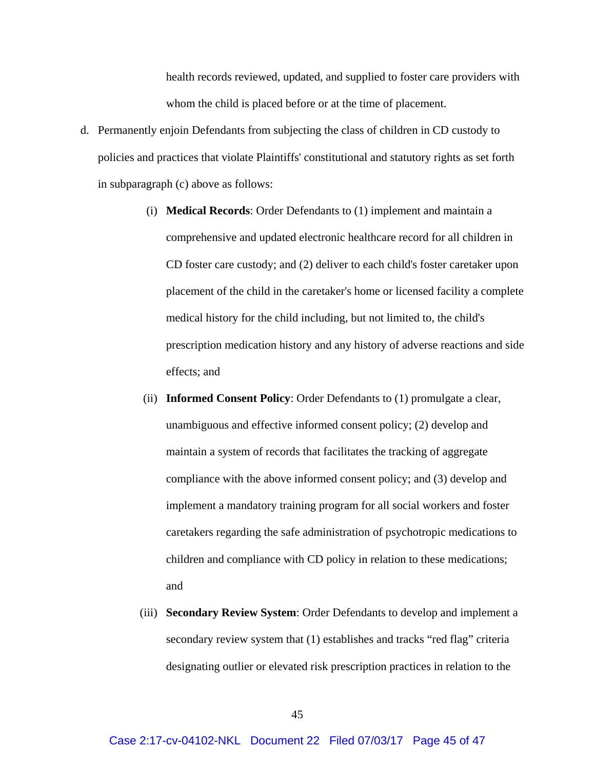health records reviewed, updated, and supplied to foster care providers with whom the child is placed before or at the time of placement.

d. Permanently enjoin Defendants from subjecting the class of children in CD custody to policies and practices that violate Plaintiffs' constitutional and statutory rights as set forth in subparagraph (c) above as follows:

   (i) **Medical Records**: Order Defendants to (1) implement and maintain a comprehensive and updated electronic healthcare record for all children in CD foster care custody; and (2) deliver to each child's foster caretaker upon placement of the child in the caretaker's home or licensed facility a complete medical history for the child including, but not limited to, the child's prescription medication history and any history of adverse reactions and side effects; and

   (ii) **Informed Consent Policy**: Order Defendants to (1) promulgate a clear, unambiguous and effective informed consent policy; (2) develop and maintain a system of records that facilitates the tracking of aggregate compliance with the above informed consent policy; and (3) develop and implement a mandatory training program for all social workers and foster caretakers regarding the safe administration of psychotropic medications to children and compliance with CD policy in relation to these medications; and

   (iii) **Secondary Review System**: Order Defendants to develop and implement a secondary review system that (1) establishes and tracks "red flag" criteria designating outlier or elevated risk prescription practices in relation to the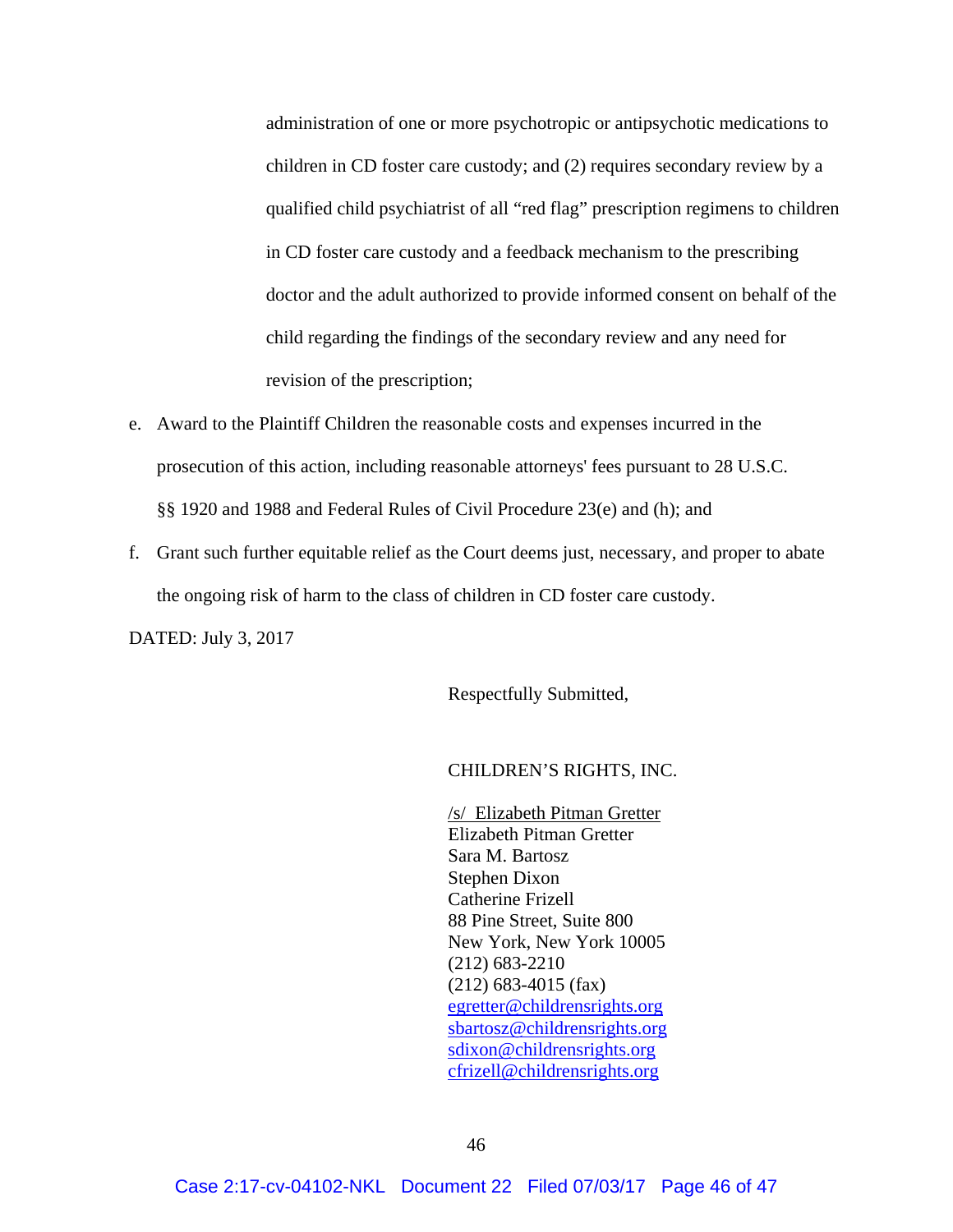administration of one or more psychotropic or antipsychotic medications to children in CD foster care custody; and (2) requires secondary review by a qualified child psychiatrist of all "red flag" prescription regimens to children in CD foster care custody and a feedback mechanism to the prescribing doctor and the adult authorized to provide informed consent on behalf of the child regarding the findings of the secondary review and any need for revision of the prescription;

e. Award to the Plaintiff Children the reasonable costs and expenses incurred in the prosecution of this action, including reasonable attorneys' fees pursuant to 28 U.S.C. §§ 1920 and 1988 and Federal Rules of Civil Procedure 23(e) and (h); and

f. Grant such further equitable relief as the Court deems just, necessary, and proper to abate the ongoing risk of harm to the class of children in CD foster care custody.

DATED: July 3, 2017

Respectfully Submitted,

CHILDREN'S RIGHTS, INC.

/s/ Elizabeth Pitman Gretter
Elizabeth Pitman Gretter
Sara M. Bartosz
Stephen Dixon
Catherine Frizell
88 Pine Street, Suite 800
New York, New York 10005
(212) 683-2210
(212) 683-4015 (fax)
egretter@childrensrights.org
sbartosz@childrensrights.org
sdixon@childrensrights.org
cfrizell@childrensrights.org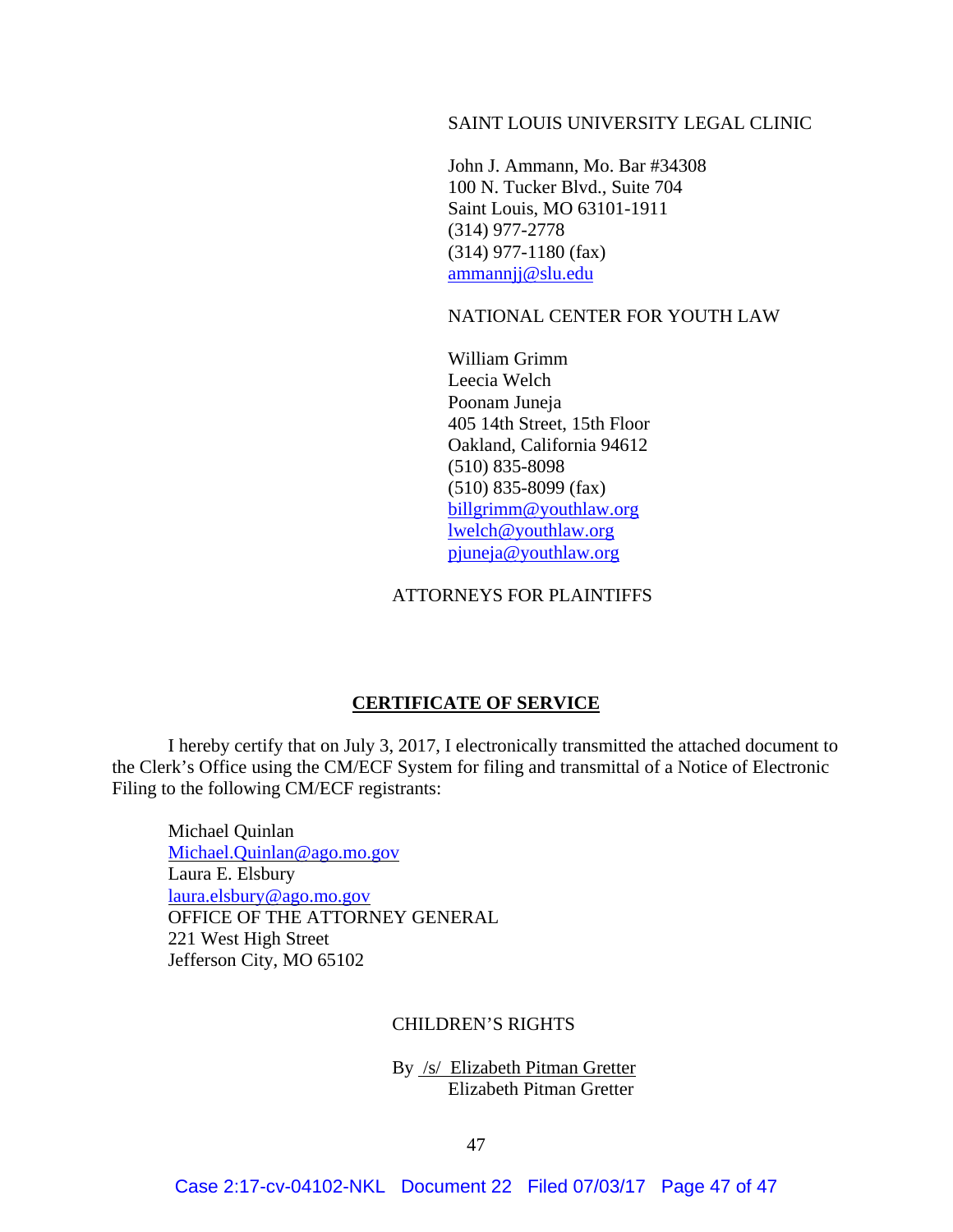SAINT LOUIS UNIVERSITY LEGAL CLINIC

John J. Ammann, Mo. Bar #34308
100 N. Tucker Blvd., Suite 704
Saint Louis, MO 63101-1911
(314) 977-2778
(314) 977-1180 (fax)
ammannjj@slu.edu

NATIONAL CENTER FOR YOUTH LAW

William Grimm
Leecia Welch
Poonam Juneja
405 14th Street, 15th Floor
Oakland, California 94612
(510) 835-8098
(510) 835-8099 (fax)
billgrimm@youthlaw.org
lwelch@youthlaw.org
pjuneja@youthlaw.org

ATTORNEYS FOR PLAINTIFFS

## CERTIFICATE OF SERVICE

I hereby certify that on July 3, 2017, I electronically transmitted the attached document to the Clerk's Office using the CM/ECF System for filing and transmittal of a Notice of Electronic Filing to the following CM/ECF registrants:

Michael Quinlan
Michael.Quinlan@ago.mo.gov
Laura E. Elsbury
laura.elsbury@ago.mo.gov
OFFICE OF THE ATTORNEY GENERAL
221 West High Street
Jefferson City, MO 65102

CHILDREN'S RIGHTS

By /s/ Elizabeth Pitman Gretter
Elizabeth Pitman Gretter